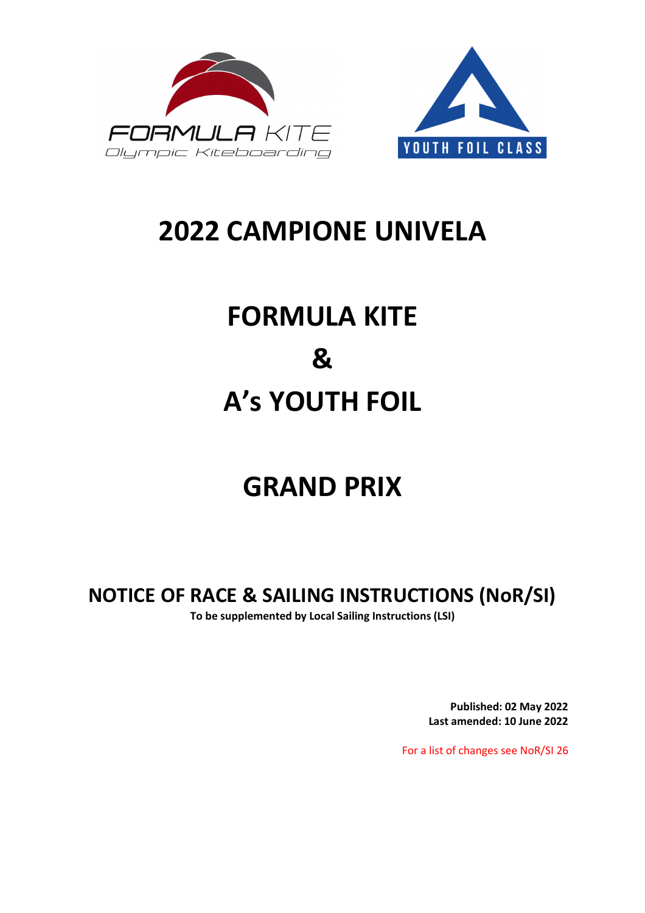# 2022 CAMPIONE UNIVELA

# FORMULA KITE

# &

# A's YOUTH FOIL

# GRAND PRIX

## NOTICE OF RACE & SAILING INSTRUCTIONS (NoR/SI)

**To be supplemented by Local Sailing Instructions (LSI)**

**Published: 02 May 2022**
**Last amended: 10 June 2022**

For a list of changes see NoR/SI 26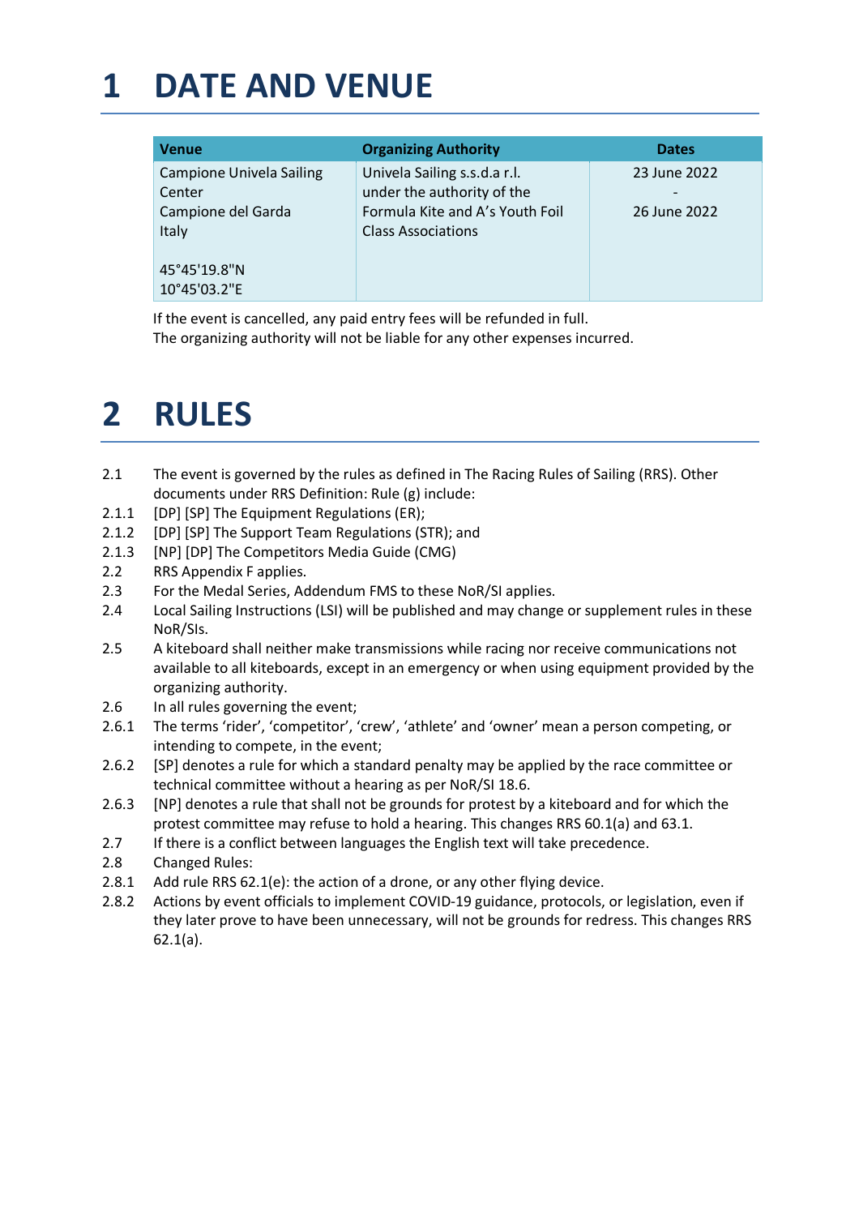# 1 DATE AND VENUE

| Venue | Organizing Authority | Dates |
|---|---|---|
| Campione Univela Sailing Center<br>Campione del Garda<br>Italy<br><br>45°45'19.8"N<br>10°45'03.2"E | Univela Sailing s.s.d.a r.l.<br>under the authority of the Formula Kite and A's Youth Foil Class Associations | 23 June 2022<br>-<br>26 June 2022 |

If the event is cancelled, any paid entry fees will be refunded in full.
The organizing authority will not be liable for any other expenses incurred.

# 2 RULES

2.1 The event is governed by the rules as defined in The Racing Rules of Sailing (RRS). Other documents under RRS Definition: Rule (g) include:

2.1.1 [DP] [SP] The Equipment Regulations (ER);

2.1.2 [DP] [SP] The Support Team Regulations (STR); and

2.1.3 [NP] [DP] The Competitors Media Guide (CMG)

2.2 RRS Appendix F applies.

2.3 For the Medal Series, Addendum FMS to these NoR/SI applies.

2.4 Local Sailing Instructions (LSI) will be published and may change or supplement rules in these NoR/SIs.

2.5 A kiteboard shall neither make transmissions while racing nor receive communications not available to all kiteboards, except in an emergency or when using equipment provided by the organizing authority.

2.6 In all rules governing the event;

2.6.1 The terms 'rider', 'competitor', 'crew', 'athlete' and 'owner' mean a person competing, or intending to compete, in the event;

2.6.2 [SP] denotes a rule for which a standard penalty may be applied by the race committee or technical committee without a hearing as per NoR/SI 18.6.

2.6.3 [NP] denotes a rule that shall not be grounds for protest by a kiteboard and for which the protest committee may refuse to hold a hearing. This changes RRS 60.1(a) and 63.1.

2.7 If there is a conflict between languages the English text will take precedence.

2.8 Changed Rules:

2.8.1 Add rule RRS 62.1(e): the action of a drone, or any other flying device.

2.8.2 Actions by event officials to implement COVID-19 guidance, protocols, or legislation, even if they later prove to have been unnecessary, will not be grounds for redress. This changes RRS 62.1(a).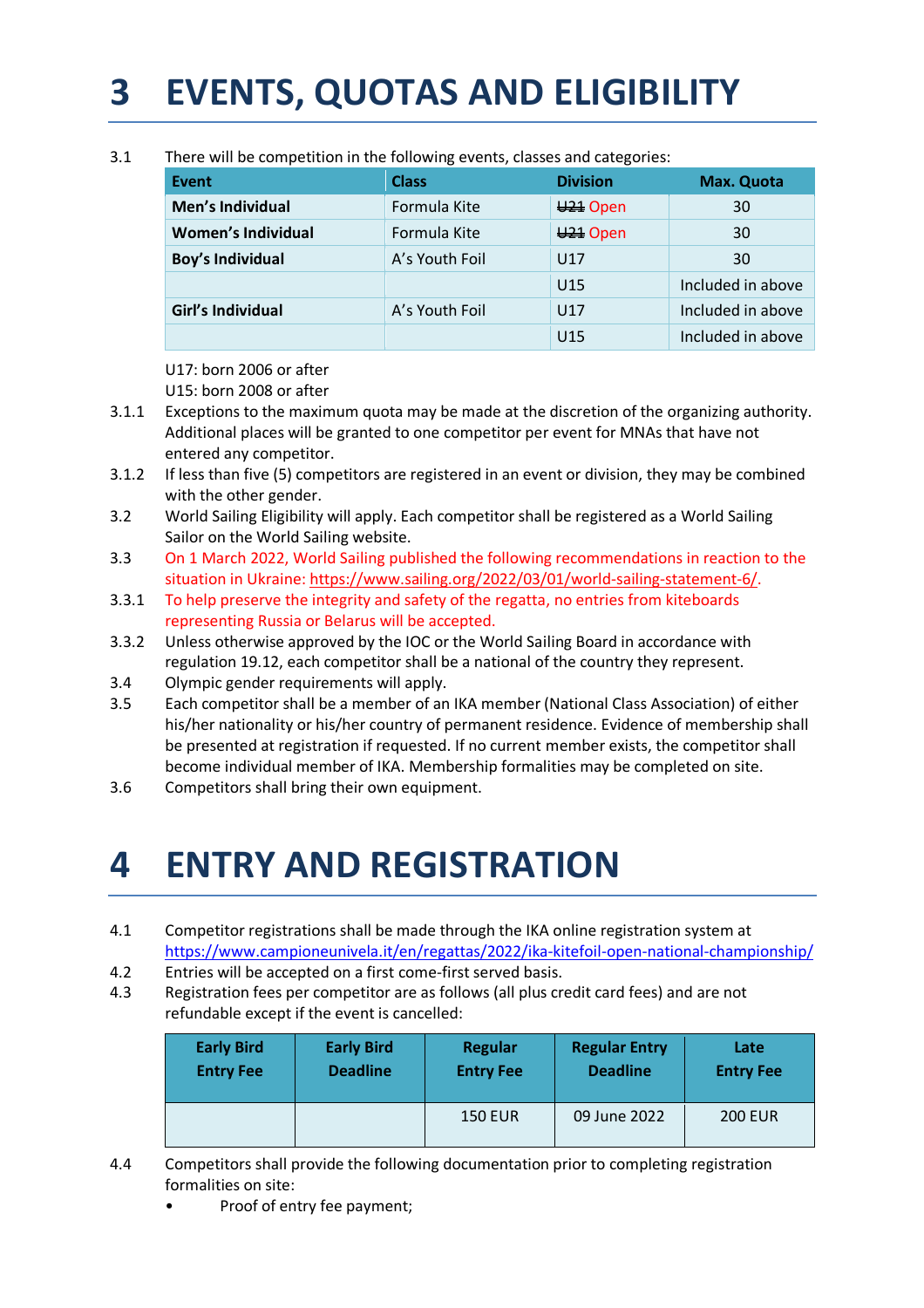# 3 EVENTS, QUOTAS AND ELIGIBILITY

3.1 There will be competition in the following events, classes and categories:

| Event | Class | Division | Max. Quota |
|---|---|---|---|
| **Men's Individual** | Formula Kite | ~~U21~~ Open | 30 |
| **Women's Individual** | Formula Kite | ~~U21~~ Open | 30 |
| **Boy's Individual** | A's Youth Foil | U17 | 30 |
| | | U15 | Included in above |
| **Girl's Individual** | A's Youth Foil | U17 | Included in above |
| | | U15 | Included in above |

U17: born 2006 or after
U15: born 2008 or after

3.1.1 Exceptions to the maximum quota may be made at the discretion of the organizing authority. Additional places will be granted to one competitor per event for MNAs that have not entered any competitor.

3.1.2 If less than five (5) competitors are registered in an event or division, they may be combined with the other gender.

3.2 World Sailing Eligibility will apply. Each competitor shall be registered as a World Sailing Sailor on the World Sailing website.

3.3 On 1 March 2022, World Sailing published the following recommendations in reaction to the situation in Ukraine: https://www.sailing.org/2022/03/01/world-sailing-statement-6/.

3.3.1 To help preserve the integrity and safety of the regatta, no entries from kiteboards representing Russia or Belarus will be accepted.

3.3.2 Unless otherwise approved by the IOC or the World Sailing Board in accordance with regulation 19.12, each competitor shall be a national of the country they represent.

3.4 Olympic gender requirements will apply.

3.5 Each competitor shall be a member of an IKA member (National Class Association) of either his/her nationality or his/her country of permanent residence. Evidence of membership shall be presented at registration if requested. If no current member exists, the competitor shall become individual member of IKA. Membership formalities may be completed on site.

3.6 Competitors shall bring their own equipment.

# 4 ENTRY AND REGISTRATION

4.1 Competitor registrations shall be made through the IKA online registration system at https://www.campioneunivela.it/en/regattas/2022/ika-kitefoil-open-national-championship/

4.2 Entries will be accepted on a first come-first served basis.

4.3 Registration fees per competitor are as follows (all plus credit card fees) and are not refundable except if the event is cancelled:

| Early Bird Entry Fee | Early Bird Deadline | Regular Entry Fee | Regular Entry Deadline | Late Entry Fee |
|---|---|---|---|---|
| | | 150 EUR | 09 June 2022 | 200 EUR |

4.4 Competitors shall provide the following documentation prior to completing registration formalities on site:

- Proof of entry fee payment;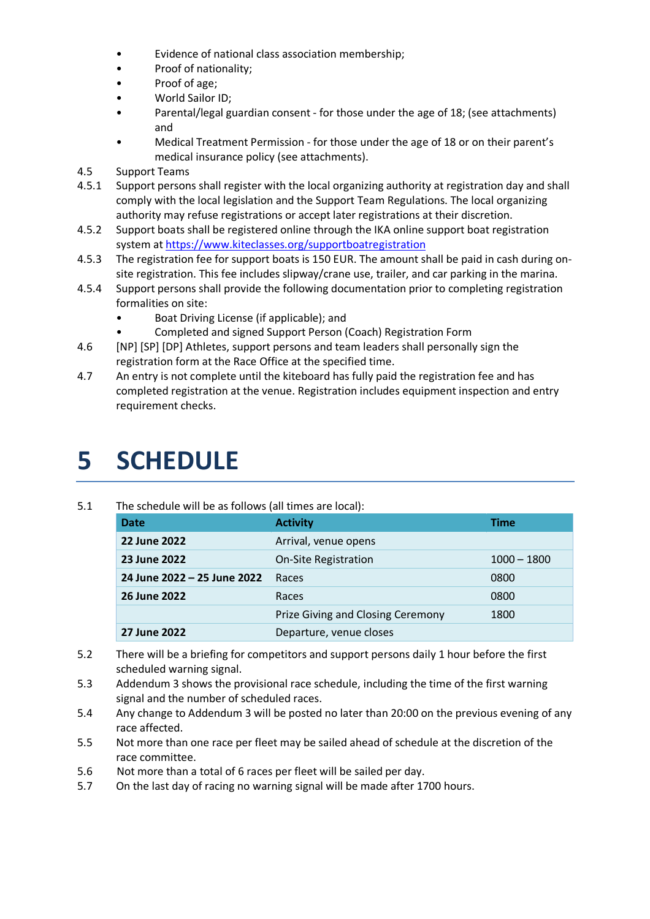- Evidence of national class association membership;
- Proof of nationality;
- Proof of age;
- World Sailor ID;
- Parental/legal guardian consent - for those under the age of 18; (see attachments) and
- Medical Treatment Permission - for those under the age of 18 or on their parent's medical insurance policy (see attachments).

4.5 Support Teams

4.5.1 Support persons shall register with the local organizing authority at registration day and shall comply with the local legislation and the Support Team Regulations. The local organizing authority may refuse registrations or accept later registrations at their discretion.

4.5.2 Support boats shall be registered online through the IKA online support boat registration system at [https://www.kiteclasses.org/supportboatregistration](https://www.kiteclasses.org/supportboatregistration)

4.5.3 The registration fee for support boats is 150 EUR. The amount shall be paid in cash during on-site registration. This fee includes slipway/crane use, trailer, and car parking in the marina.

4.5.4 Support persons shall provide the following documentation prior to completing registration formalities on site:

- Boat Driving License (if applicable); and
- Completed and signed Support Person (Coach) Registration Form

4.6 [NP] [SP] [DP] Athletes, support persons and team leaders shall personally sign the registration form at the Race Office at the specified time.

4.7 An entry is not complete until the kiteboard has fully paid the registration fee and has completed registration at the venue. Registration includes equipment inspection and entry requirement checks.

# 5 SCHEDULE

5.1 The schedule will be as follows (all times are local):

| Date | Activity | Time |
|---|---|---|
| **22 June 2022** | Arrival, venue opens | |
| **23 June 2022** | On-Site Registration | 1000 – 1800 |
| **24 June 2022 – 25 June 2022** | Races | 0800 |
| **26 June 2022** | Races | 0800 |
| | Prize Giving and Closing Ceremony | 1800 |
| **27 June 2022** | Departure, venue closes | |

5.2 There will be a briefing for competitors and support persons daily 1 hour before the first scheduled warning signal.

5.3 Addendum 3 shows the provisional race schedule, including the time of the first warning signal and the number of scheduled races.

5.4 Any change to Addendum 3 will be posted no later than 20:00 on the previous evening of any race affected.

5.5 Not more than one race per fleet may be sailed ahead of schedule at the discretion of the race committee.

5.6 Not more than a total of 6 races per fleet will be sailed per day.

5.7 On the last day of racing no warning signal will be made after 1700 hours.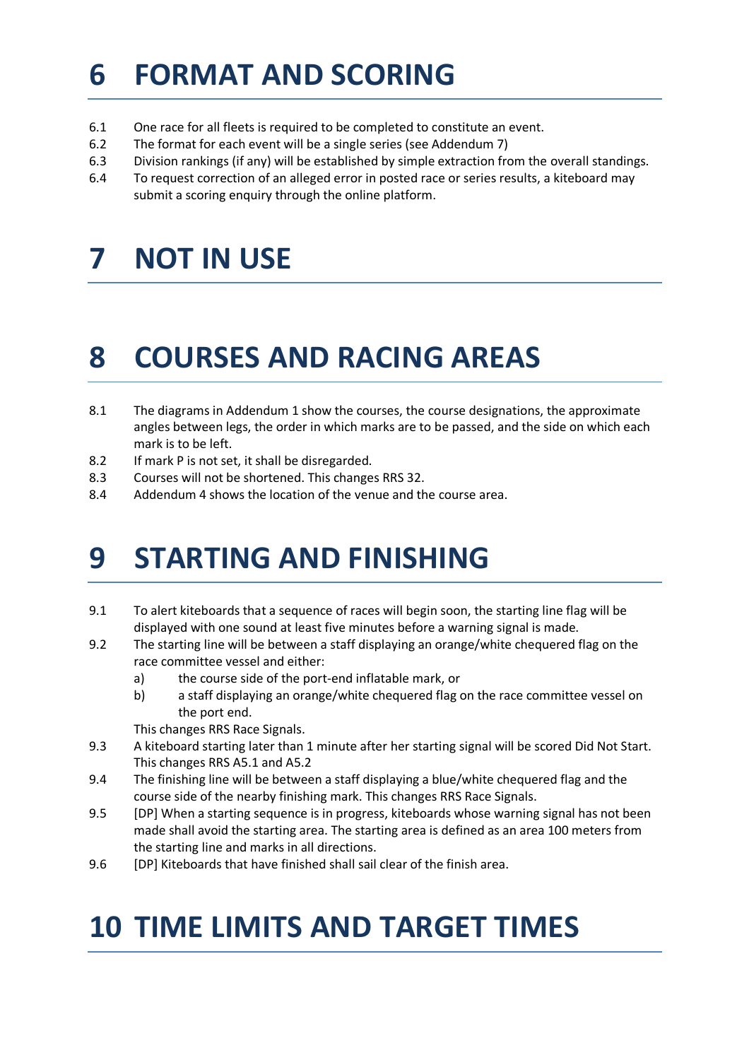# 6 FORMAT AND SCORING

6.1 One race for all fleets is required to be completed to constitute an event.

6.2 The format for each event will be a single series (see Addendum 7)

6.3 Division rankings (if any) will be established by simple extraction from the overall standings.

6.4 To request correction of an alleged error in posted race or series results, a kiteboard may submit a scoring enquiry through the online platform.

# 7 NOT IN USE

# 8 COURSES AND RACING AREAS

8.1 The diagrams in Addendum 1 show the courses, the course designations, the approximate angles between legs, the order in which marks are to be passed, and the side on which each mark is to be left.

8.2 If mark P is not set, it shall be disregarded.

8.3 Courses will not be shortened. This changes RRS 32.

8.4 Addendum 4 shows the location of the venue and the course area.

# 9 STARTING AND FINISHING

9.1 To alert kiteboards that a sequence of races will begin soon, the starting line flag will be displayed with one sound at least five minutes before a warning signal is made.

9.2 The starting line will be between a staff displaying an orange/white chequered flag on the race committee vessel and either:

a) the course side of the port-end inflatable mark, or

b) a staff displaying an orange/white chequered flag on the race committee vessel on the port end.

This changes RRS Race Signals.

9.3 A kiteboard starting later than 1 minute after her starting signal will be scored Did Not Start. This changes RRS A5.1 and A5.2

9.4 The finishing line will be between a staff displaying a blue/white chequered flag and the course side of the nearby finishing mark. This changes RRS Race Signals.

9.5 [DP] When a starting sequence is in progress, kiteboards whose warning signal has not been made shall avoid the starting area. The starting area is defined as an area 100 meters from the starting line and marks in all directions.

9.6 [DP] Kiteboards that have finished shall sail clear of the finish area.

# 10 TIME LIMITS AND TARGET TIMES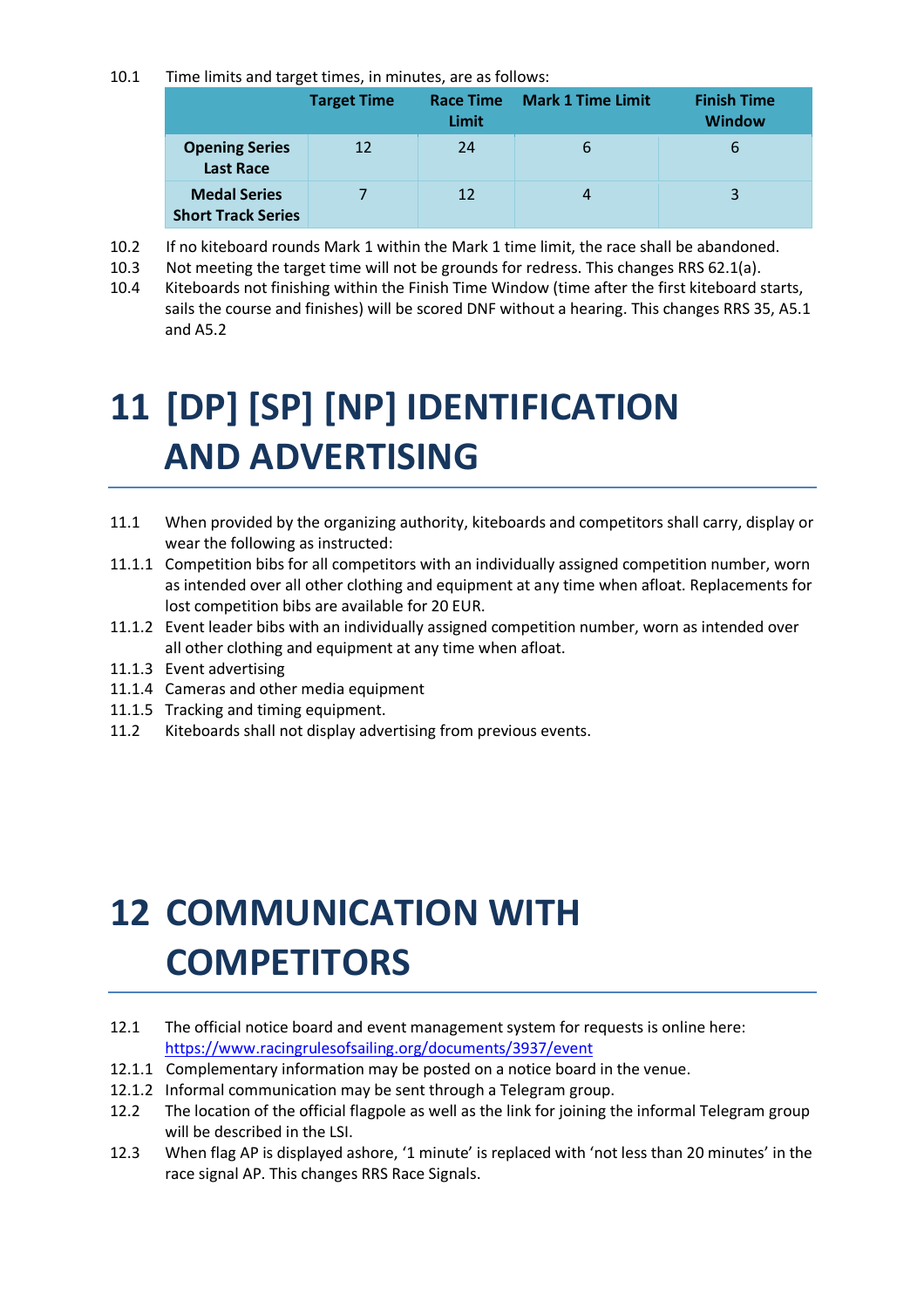10.1 Time limits and target times, in minutes, are as follows:

| | Target Time | Race Time Limit | Mark 1 Time Limit | Finish Time Window |
|---|---|---|---|---|
| **Opening Series Last Race** | 12 | 24 | 6 | 6 |
| **Medal Series Short Track Series** | 7 | 12 | 4 | 3 |

10.2 If no kiteboard rounds Mark 1 within the Mark 1 time limit, the race shall be abandoned.

10.3 Not meeting the target time will not be grounds for redress. This changes RRS 62.1(a).

10.4 Kiteboards not finishing within the Finish Time Window (time after the first kiteboard starts, sails the course and finishes) will be scored DNF without a hearing. This changes RRS 35, A5.1 and A5.2

# 11 [DP] [SP] [NP] IDENTIFICATION AND ADVERTISING

11.1 When provided by the organizing authority, kiteboards and competitors shall carry, display or wear the following as instructed:

11.1.1 Competition bibs for all competitors with an individually assigned competition number, worn as intended over all other clothing and equipment at any time when afloat. Replacements for lost competition bibs are available for 20 EUR.

11.1.2 Event leader bibs with an individually assigned competition number, worn as intended over all other clothing and equipment at any time when afloat.

11.1.3 Event advertising

11.1.4 Cameras and other media equipment

11.1.5 Tracking and timing equipment.

11.2 Kiteboards shall not display advertising from previous events.

# 12 COMMUNICATION WITH COMPETITORS

12.1 The official notice board and event management system for requests is online here: https://www.racingrulesofsailing.org/documents/3937/event

12.1.1 Complementary information may be posted on a notice board in the venue.

12.1.2 Informal communication may be sent through a Telegram group.

12.2 The location of the official flagpole as well as the link for joining the informal Telegram group will be described in the LSI.

12.3 When flag AP is displayed ashore, '1 minute' is replaced with 'not less than 20 minutes' in the race signal AP. This changes RRS Race Signals.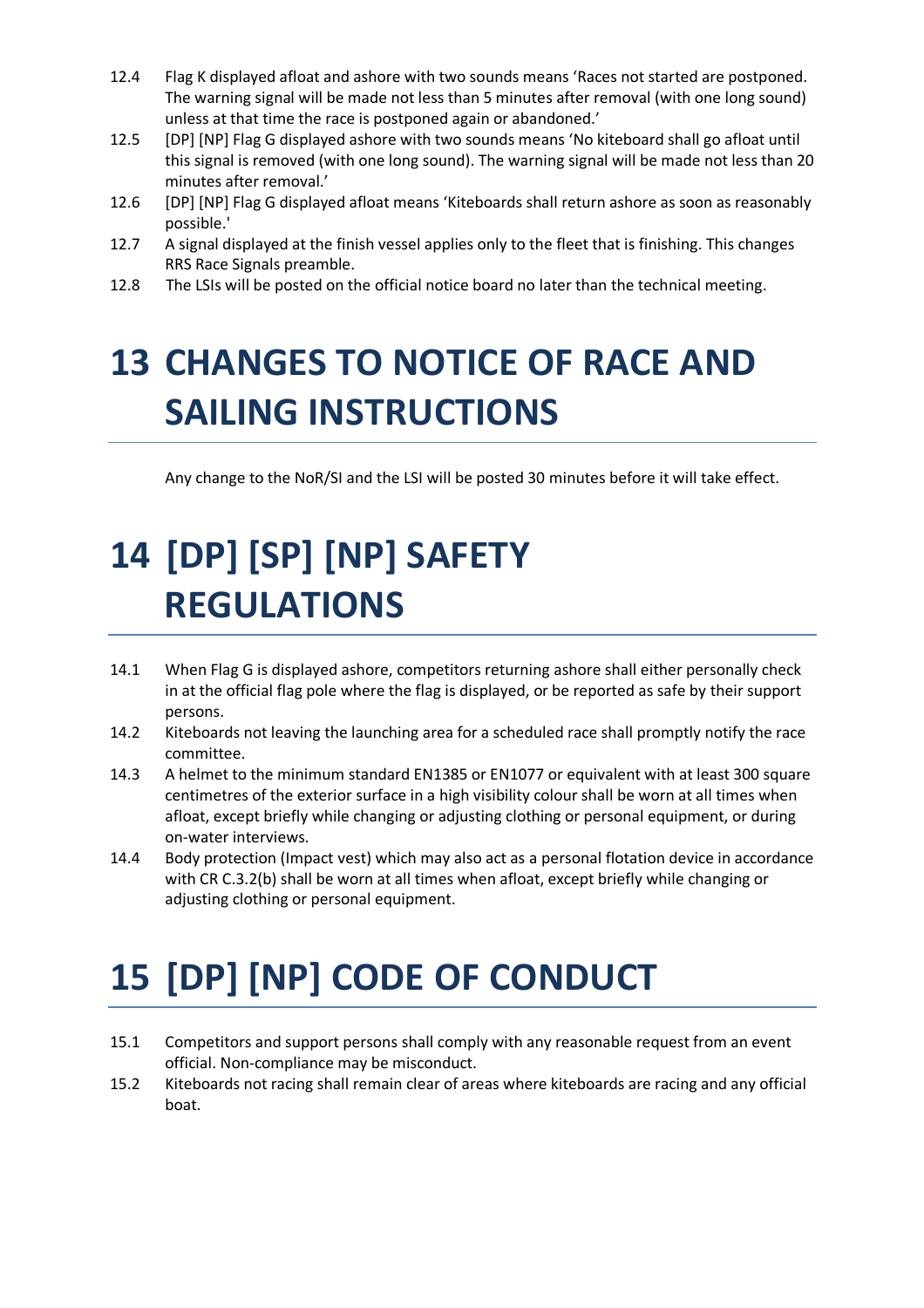12.4 Flag K displayed afloat and ashore with two sounds means 'Races not started are postponed. The warning signal will be made not less than 5 minutes after removal (with one long sound) unless at that time the race is postponed again or abandoned.'

12.5 [DP] [NP] Flag G displayed ashore with two sounds means 'No kiteboard shall go afloat until this signal is removed (with one long sound). The warning signal will be made not less than 20 minutes after removal.'

12.6 [DP] [NP] Flag G displayed afloat means 'Kiteboards shall return ashore as soon as reasonably possible.'

12.7 A signal displayed at the finish vessel applies only to the fleet that is finishing. This changes RRS Race Signals preamble.

12.8 The LSIs will be posted on the official notice board no later than the technical meeting.

# 13 CHANGES TO NOTICE OF RACE AND SAILING INSTRUCTIONS

Any change to the NoR/SI and the LSI will be posted 30 minutes before it will take effect.

# 14 [DP] [SP] [NP] SAFETY REGULATIONS

14.1 When Flag G is displayed ashore, competitors returning ashore shall either personally check in at the official flag pole where the flag is displayed, or be reported as safe by their support persons.

14.2 Kiteboards not leaving the launching area for a scheduled race shall promptly notify the race committee.

14.3 A helmet to the minimum standard EN1385 or EN1077 or equivalent with at least 300 square centimetres of the exterior surface in a high visibility colour shall be worn at all times when afloat, except briefly while changing or adjusting clothing or personal equipment, or during on-water interviews.

14.4 Body protection (Impact vest) which may also act as a personal flotation device in accordance with CR C.3.2(b) shall be worn at all times when afloat, except briefly while changing or adjusting clothing or personal equipment.

# 15 [DP] [NP] CODE OF CONDUCT

15.1 Competitors and support persons shall comply with any reasonable request from an event official. Non-compliance may be misconduct.

15.2 Kiteboards not racing shall remain clear of areas where kiteboards are racing and any official boat.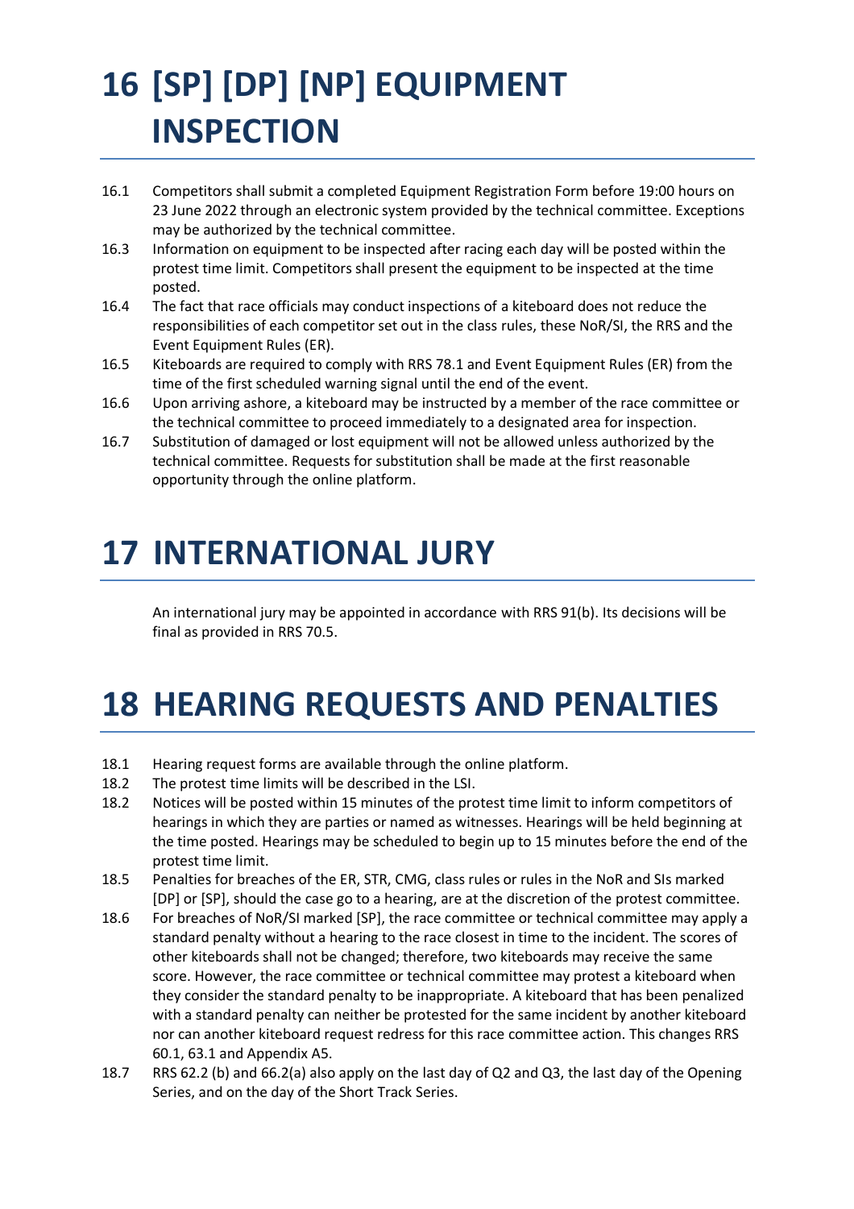# 16 [SP] [DP] [NP] EQUIPMENT INSPECTION

16.1 Competitors shall submit a completed Equipment Registration Form before 19:00 hours on 23 June 2022 through an electronic system provided by the technical committee. Exceptions may be authorized by the technical committee.

16.3 Information on equipment to be inspected after racing each day will be posted within the protest time limit. Competitors shall present the equipment to be inspected at the time posted.

16.4 The fact that race officials may conduct inspections of a kiteboard does not reduce the responsibilities of each competitor set out in the class rules, these NoR/SI, the RRS and the Event Equipment Rules (ER).

16.5 Kiteboards are required to comply with RRS 78.1 and Event Equipment Rules (ER) from the time of the first scheduled warning signal until the end of the event.

16.6 Upon arriving ashore, a kiteboard may be instructed by a member of the race committee or the technical committee to proceed immediately to a designated area for inspection.

16.7 Substitution of damaged or lost equipment will not be allowed unless authorized by the technical committee. Requests for substitution shall be made at the first reasonable opportunity through the online platform.

# 17 INTERNATIONAL JURY

An international jury may be appointed in accordance with RRS 91(b). Its decisions will be final as provided in RRS 70.5.

# 18 HEARING REQUESTS AND PENALTIES

18.1 Hearing request forms are available through the online platform.

18.2 The protest time limits will be described in the LSI.

18.2 Notices will be posted within 15 minutes of the protest time limit to inform competitors of hearings in which they are parties or named as witnesses. Hearings will be held beginning at the time posted. Hearings may be scheduled to begin up to 15 minutes before the end of the protest time limit.

18.5 Penalties for breaches of the ER, STR, CMG, class rules or rules in the NoR and SIs marked [DP] or [SP], should the case go to a hearing, are at the discretion of the protest committee.

18.6 For breaches of NoR/SI marked [SP], the race committee or technical committee may apply a standard penalty without a hearing to the race closest in time to the incident. The scores of other kiteboards shall not be changed; therefore, two kiteboards may receive the same score. However, the race committee or technical committee may protest a kiteboard when they consider the standard penalty to be inappropriate. A kiteboard that has been penalized with a standard penalty can neither be protested for the same incident by another kiteboard nor can another kiteboard request redress for this race committee action. This changes RRS 60.1, 63.1 and Appendix A5.

18.7 RRS 62.2 (b) and 66.2(a) also apply on the last day of Q2 and Q3, the last day of the Opening Series, and on the day of the Short Track Series.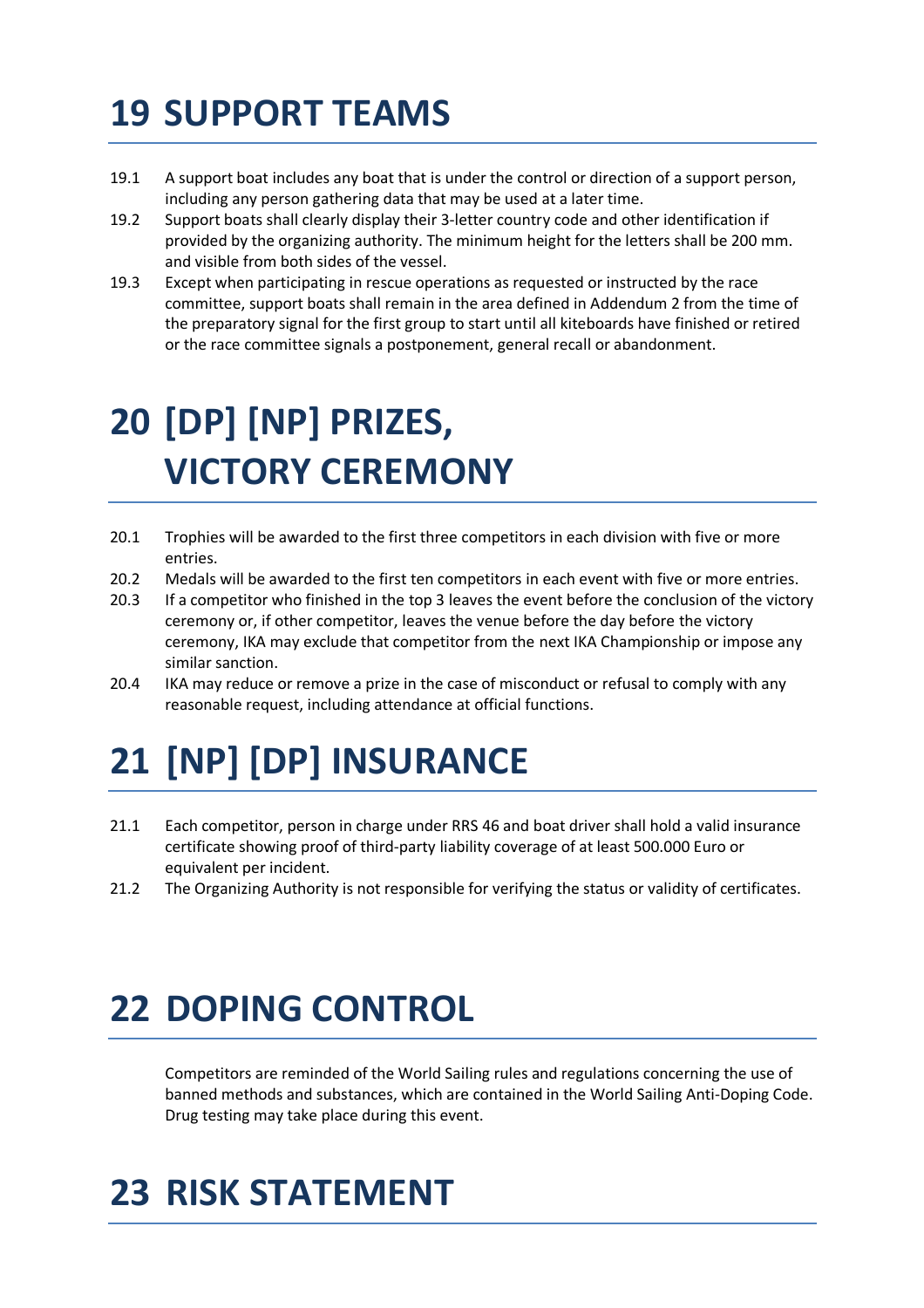# 19 SUPPORT TEAMS

19.1 A support boat includes any boat that is under the control or direction of a support person, including any person gathering data that may be used at a later time.

19.2 Support boats shall clearly display their 3-letter country code and other identification if provided by the organizing authority. The minimum height for the letters shall be 200 mm. and visible from both sides of the vessel.

19.3 Except when participating in rescue operations as requested or instructed by the race committee, support boats shall remain in the area defined in Addendum 2 from the time of the preparatory signal for the first group to start until all kiteboards have finished or retired or the race committee signals a postponement, general recall or abandonment.

# 20 [DP] [NP] PRIZES, VICTORY CEREMONY

20.1 Trophies will be awarded to the first three competitors in each division with five or more entries.

20.2 Medals will be awarded to the first ten competitors in each event with five or more entries.

20.3 If a competitor who finished in the top 3 leaves the event before the conclusion of the victory ceremony or, if other competitor, leaves the venue before the day before the victory ceremony, IKA may exclude that competitor from the next IKA Championship or impose any similar sanction.

20.4 IKA may reduce or remove a prize in the case of misconduct or refusal to comply with any reasonable request, including attendance at official functions.

# 21 [NP] [DP] INSURANCE

21.1 Each competitor, person in charge under RRS 46 and boat driver shall hold a valid insurance certificate showing proof of third-party liability coverage of at least 500.000 Euro or equivalent per incident.

21.2 The Organizing Authority is not responsible for verifying the status or validity of certificates.

# 22 DOPING CONTROL

Competitors are reminded of the World Sailing rules and regulations concerning the use of banned methods and substances, which are contained in the World Sailing Anti-Doping Code. Drug testing may take place during this event.

# 23 RISK STATEMENT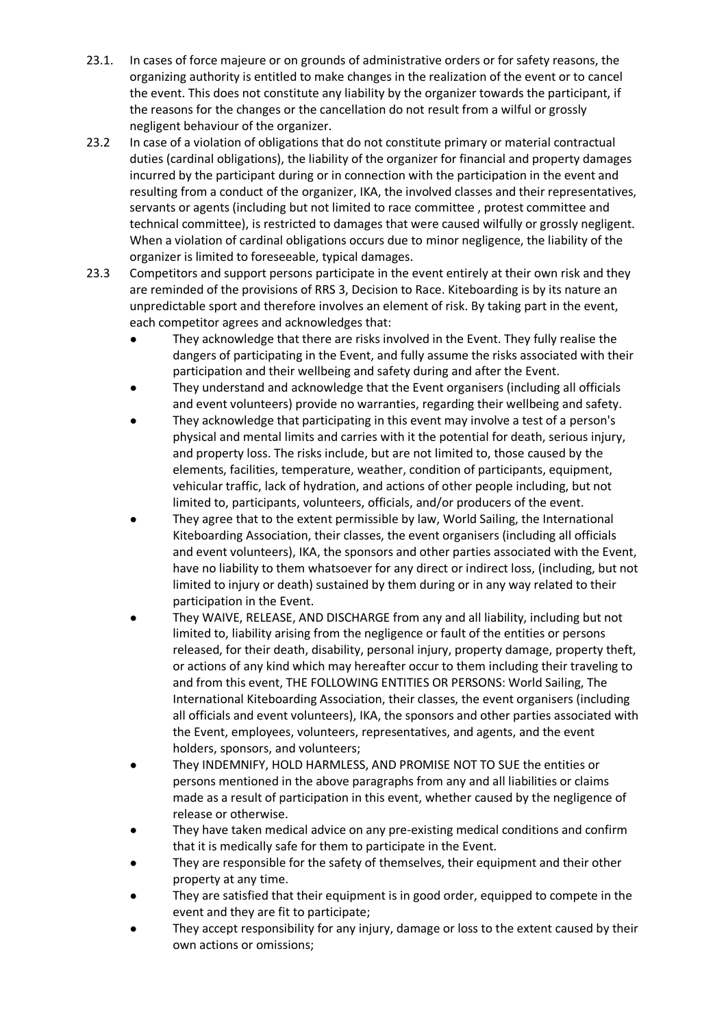23.1. In cases of force majeure or on grounds of administrative orders or for safety reasons, the organizing authority is entitled to make changes in the realization of the event or to cancel the event. This does not constitute any liability by the organizer towards the participant, if the reasons for the changes or the cancellation do not result from a wilful or grossly negligent behaviour of the organizer.

23.2 In case of a violation of obligations that do not constitute primary or material contractual duties (cardinal obligations), the liability of the organizer for financial and property damages incurred by the participant during or in connection with the participation in the event and resulting from a conduct of the organizer, IKA, the involved classes and their representatives, servants or agents (including but not limited to race committee , protest committee and technical committee), is restricted to damages that were caused wilfully or grossly negligent. When a violation of cardinal obligations occurs due to minor negligence, the liability of the organizer is limited to foreseeable, typical damages.

23.3 Competitors and support persons participate in the event entirely at their own risk and they are reminded of the provisions of RRS 3, Decision to Race. Kiteboarding is by its nature an unpredictable sport and therefore involves an element of risk. By taking part in the event, each competitor agrees and acknowledges that:

- They acknowledge that there are risks involved in the Event. They fully realise the dangers of participating in the Event, and fully assume the risks associated with their participation and their wellbeing and safety during and after the Event.
- They understand and acknowledge that the Event organisers (including all officials and event volunteers) provide no warranties, regarding their wellbeing and safety.
- They acknowledge that participating in this event may involve a test of a person's physical and mental limits and carries with it the potential for death, serious injury, and property loss. The risks include, but are not limited to, those caused by the elements, facilities, temperature, weather, condition of participants, equipment, vehicular traffic, lack of hydration, and actions of other people including, but not limited to, participants, volunteers, officials, and/or producers of the event.
- They agree that to the extent permissible by law, World Sailing, the International Kiteboarding Association, their classes, the event organisers (including all officials and event volunteers), IKA, the sponsors and other parties associated with the Event, have no liability to them whatsoever for any direct or indirect loss, (including, but not limited to injury or death) sustained by them during or in any way related to their participation in the Event.
- They WAIVE, RELEASE, AND DISCHARGE from any and all liability, including but not limited to, liability arising from the negligence or fault of the entities or persons released, for their death, disability, personal injury, property damage, property theft, or actions of any kind which may hereafter occur to them including their traveling to and from this event, THE FOLLOWING ENTITIES OR PERSONS: World Sailing, The International Kiteboarding Association, their classes, the event organisers (including all officials and event volunteers), IKA, the sponsors and other parties associated with the Event, employees, volunteers, representatives, and agents, and the event holders, sponsors, and volunteers;
- They INDEMNIFY, HOLD HARMLESS, AND PROMISE NOT TO SUE the entities or persons mentioned in the above paragraphs from any and all liabilities or claims made as a result of participation in this event, whether caused by the negligence of release or otherwise.
- They have taken medical advice on any pre-existing medical conditions and confirm that it is medically safe for them to participate in the Event.
- They are responsible for the safety of themselves, their equipment and their other property at any time.
- They are satisfied that their equipment is in good order, equipped to compete in the event and they are fit to participate;
- They accept responsibility for any injury, damage or loss to the extent caused by their own actions or omissions;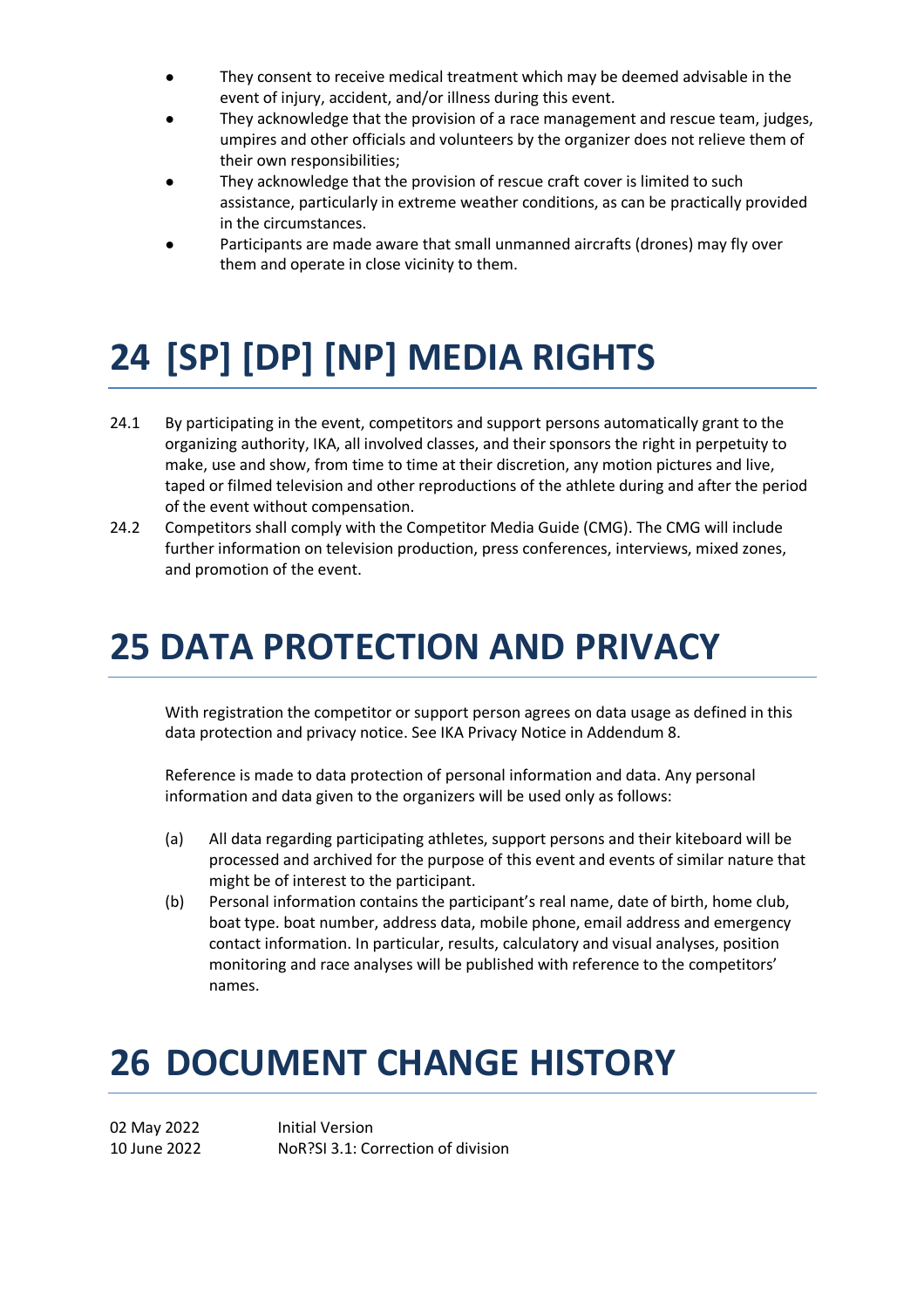- They consent to receive medical treatment which may be deemed advisable in the event of injury, accident, and/or illness during this event.
- They acknowledge that the provision of a race management and rescue team, judges, umpires and other officials and volunteers by the organizer does not relieve them of their own responsibilities;
- They acknowledge that the provision of rescue craft cover is limited to such assistance, particularly in extreme weather conditions, as can be practically provided in the circumstances.
- Participants are made aware that small unmanned aircrafts (drones) may fly over them and operate in close vicinity to them.

# 24 [SP] [DP] [NP] MEDIA RIGHTS

24.1 By participating in the event, competitors and support persons automatically grant to the organizing authority, IKA, all involved classes, and their sponsors the right in perpetuity to make, use and show, from time to time at their discretion, any motion pictures and live, taped or filmed television and other reproductions of the athlete during and after the period of the event without compensation.

24.2 Competitors shall comply with the Competitor Media Guide (CMG). The CMG will include further information on television production, press conferences, interviews, mixed zones, and promotion of the event.

# 25 DATA PROTECTION AND PRIVACY

With registration the competitor or support person agrees on data usage as defined in this data protection and privacy notice. See IKA Privacy Notice in Addendum 8.

Reference is made to data protection of personal information and data. Any personal information and data given to the organizers will be used only as follows:

(a) All data regarding participating athletes, support persons and their kiteboard will be processed and archived for the purpose of this event and events of similar nature that might be of interest to the participant.

(b) Personal information contains the participant's real name, date of birth, home club, boat type. boat number, address data, mobile phone, email address and emergency contact information. In particular, results, calculatory and visual analyses, position monitoring and race analyses will be published with reference to the competitors' names.

# 26 DOCUMENT CHANGE HISTORY

| | |
|---|---|
| 02 May 2022 | Initial Version |
| 10 June 2022 | NoR?SI 3.1: Correction of division |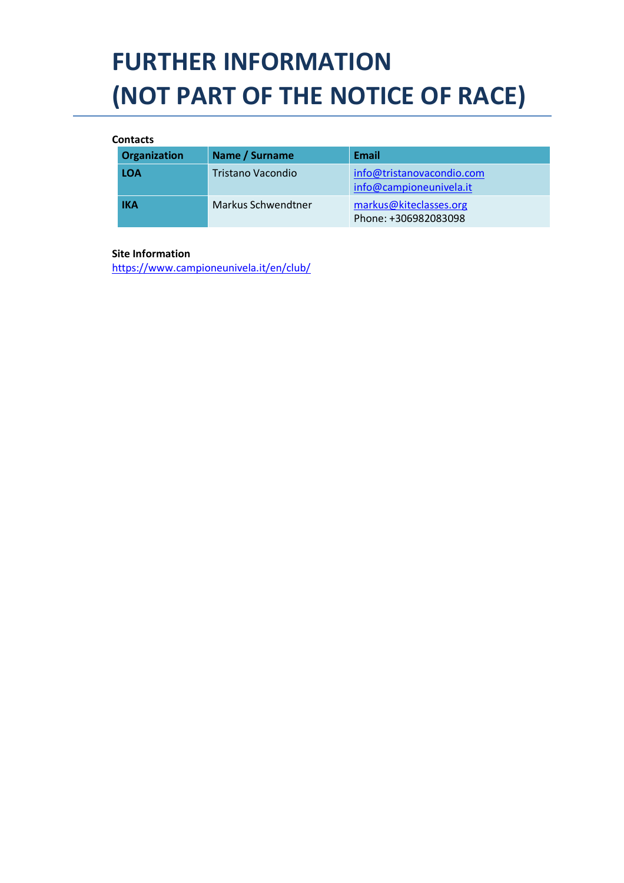# FURTHER INFORMATION (NOT PART OF THE NOTICE OF RACE)

**Contacts**

| Organization | Name / Surname | Email |
|---|---|---|
| **LOA** | Tristano Vacondio | info@tristanovacondio.com<br>info@campioneunivela.it |
| **IKA** | Markus Schwendtner | markus@kiteclasses.org<br>Phone: +306982083098 |

**Site Information**

https://www.campioneunivela.it/en/club/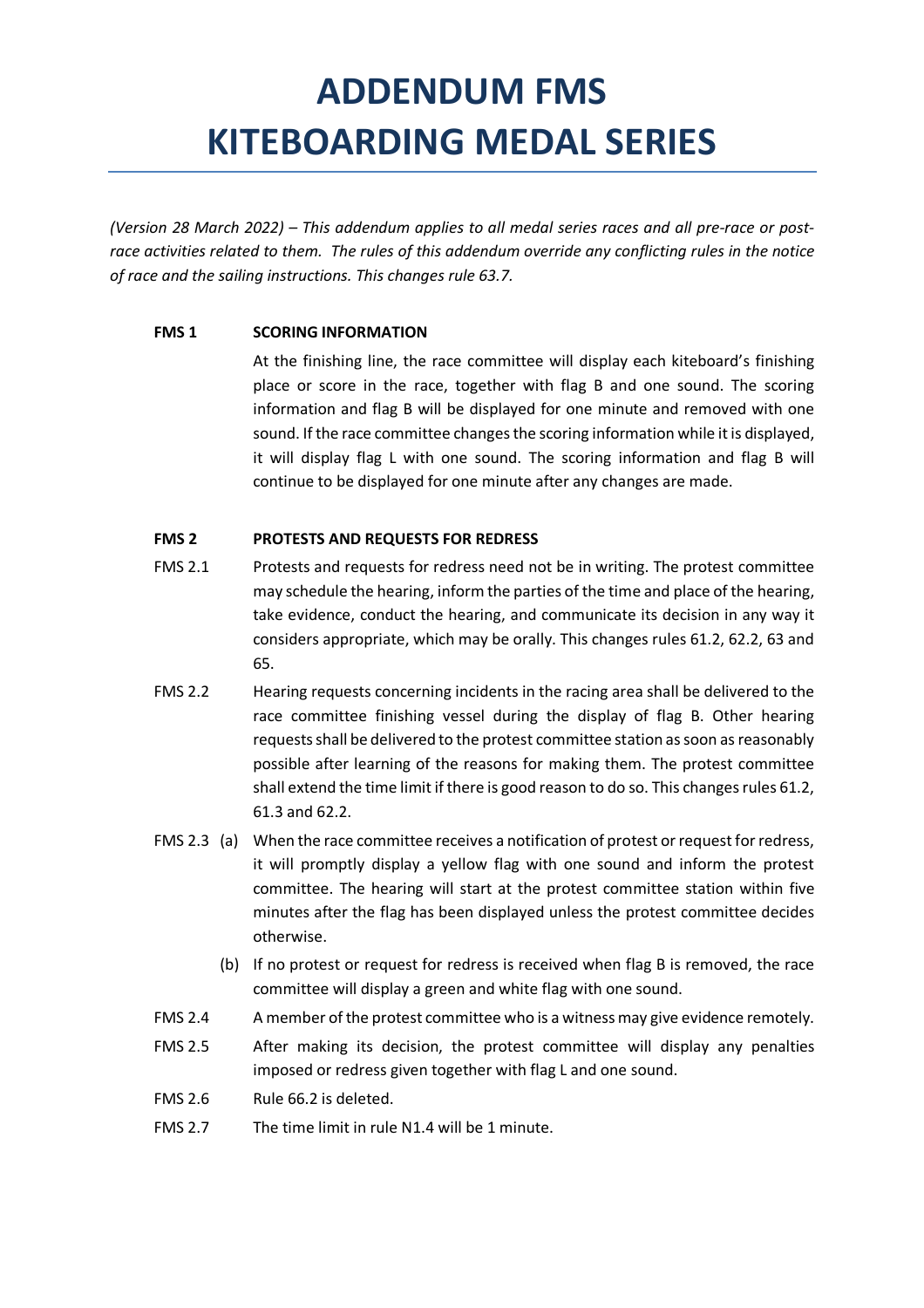# ADDENDUM FMS
# KITEBOARDING MEDAL SERIES

*(Version 28 March 2022) – This addendum applies to all medal series races and all pre-race or post-race activities related to them. The rules of this addendum override any conflicting rules in the notice of race and the sailing instructions. This changes rule 63.7.*

**FMS 1 SCORING INFORMATION**

At the finishing line, the race committee will display each kiteboard's finishing place or score in the race, together with flag B and one sound. The scoring information and flag B will be displayed for one minute and removed with one sound. If the race committee changes the scoring information while it is displayed, it will display flag L with one sound. The scoring information and flag B will continue to be displayed for one minute after any changes are made.

**FMS 2 PROTESTS AND REQUESTS FOR REDRESS**

FMS 2.1 Protests and requests for redress need not be in writing. The protest committee may schedule the hearing, inform the parties of the time and place of the hearing, take evidence, conduct the hearing, and communicate its decision in any way it considers appropriate, which may be orally. This changes rules 61.2, 62.2, 63 and 65.

FMS 2.2 Hearing requests concerning incidents in the racing area shall be delivered to the race committee finishing vessel during the display of flag B. Other hearing requests shall be delivered to the protest committee station as soon as reasonably possible after learning of the reasons for making them. The protest committee shall extend the time limit if there is good reason to do so. This changes rules 61.2, 61.3 and 62.2.

FMS 2.3 (a) When the race committee receives a notification of protest or request for redress, it will promptly display a yellow flag with one sound and inform the protest committee. The hearing will start at the protest committee station within five minutes after the flag has been displayed unless the protest committee decides otherwise.

(b) If no protest or request for redress is received when flag B is removed, the race committee will display a green and white flag with one sound.

FMS 2.4 A member of the protest committee who is a witness may give evidence remotely.

FMS 2.5 After making its decision, the protest committee will display any penalties imposed or redress given together with flag L and one sound.

FMS 2.6 Rule 66.2 is deleted.

FMS 2.7 The time limit in rule N1.4 will be 1 minute.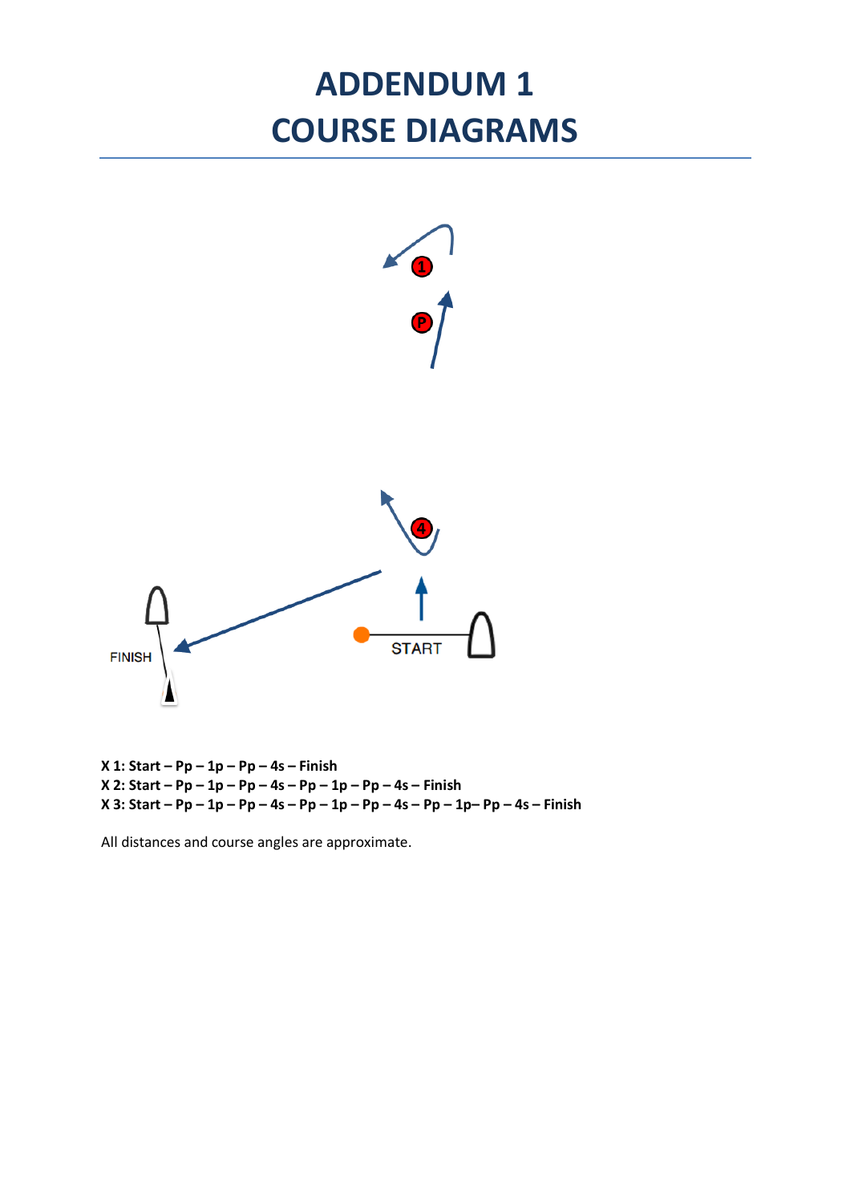# ADDENDUM 1
# COURSE DIAGRAMS

FINISH

START

**X 1: Start – Pp – 1p – Pp – 4s – Finish**
**X 2: Start – Pp – 1p – Pp – 4s – Pp – 1p – Pp – 4s – Finish**
**X 3: Start – Pp – 1p – Pp – 4s – Pp – 1p – Pp – 4s – Pp – 1p– Pp – 4s – Finish**

All distances and course angles are approximate.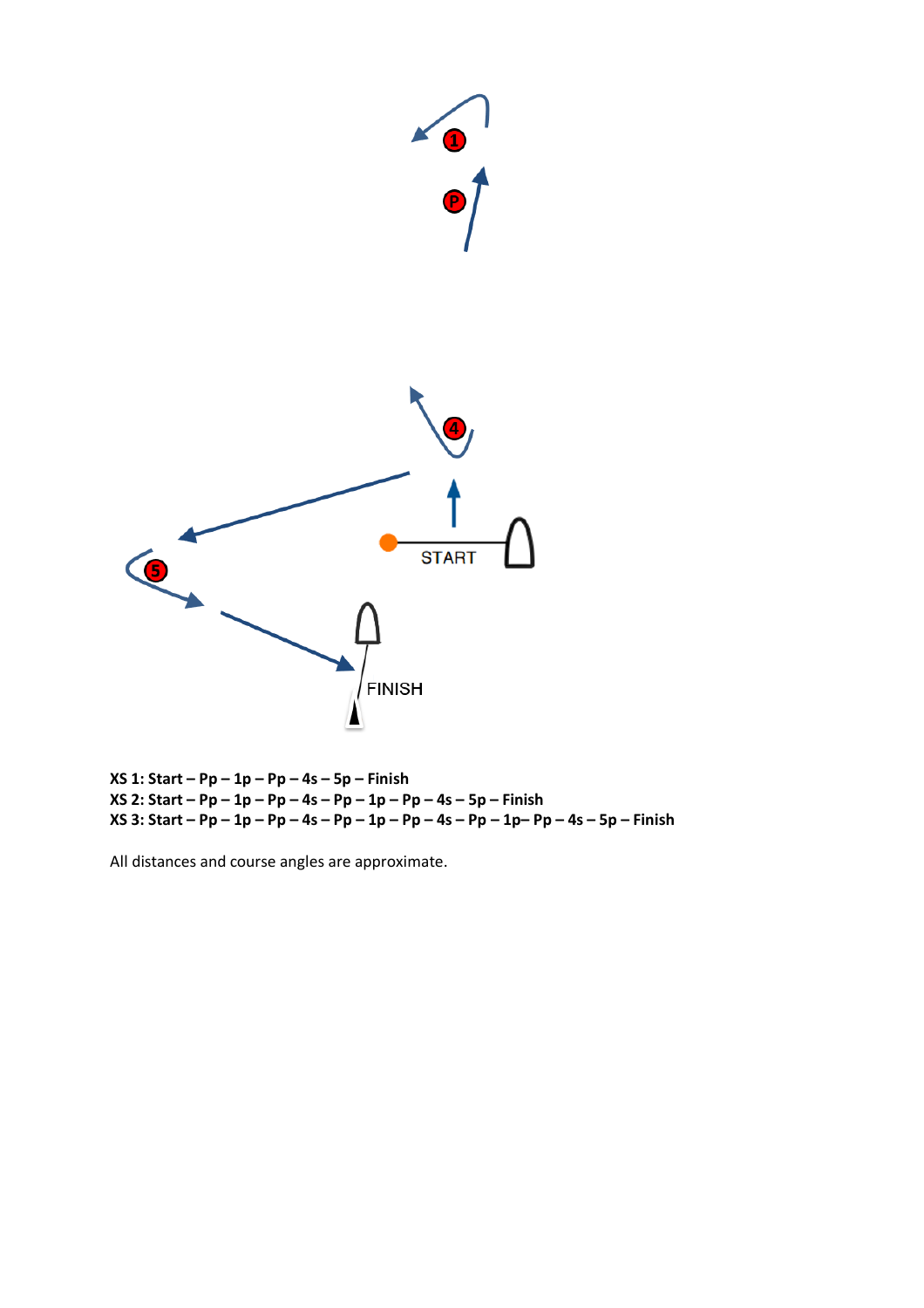**XS 1: Start – Pp – 1p – Pp – 4s – 5p – Finish**
**XS 2: Start – Pp – 1p – Pp – 4s – Pp – 1p – Pp – 4s – 5p – Finish**
**XS 3: Start – Pp – 1p – Pp – 4s – Pp – 1p – Pp – 4s – Pp – 1p– Pp – 4s – 5p – Finish**

All distances and course angles are approximate.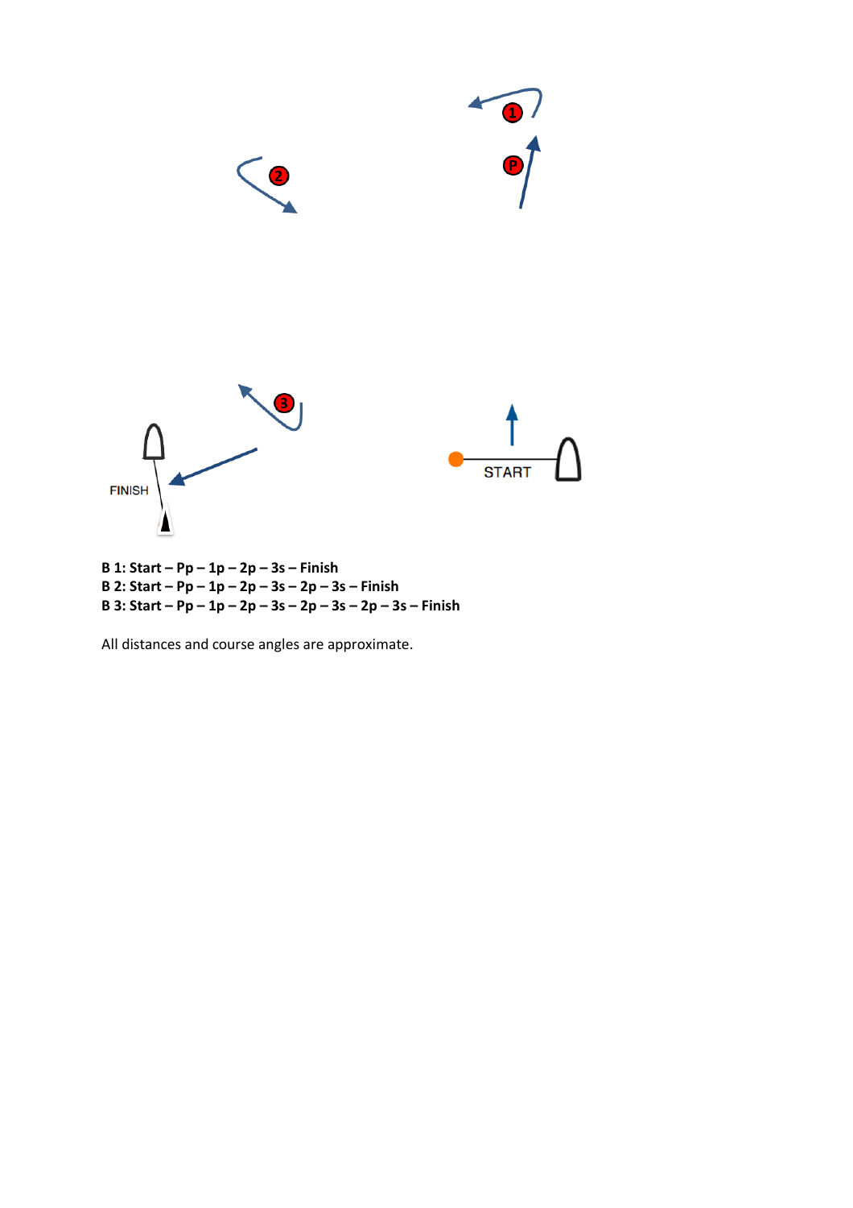**B 1: Start – Pp – 1p – 2p – 3s – Finish**
**B 2: Start – Pp – 1p – 2p – 3s – 2p – 3s – Finish**
**B 3: Start – Pp – 1p – 2p – 3s – 2p – 3s – 2p – 3s – Finish**

All distances and course angles are approximate.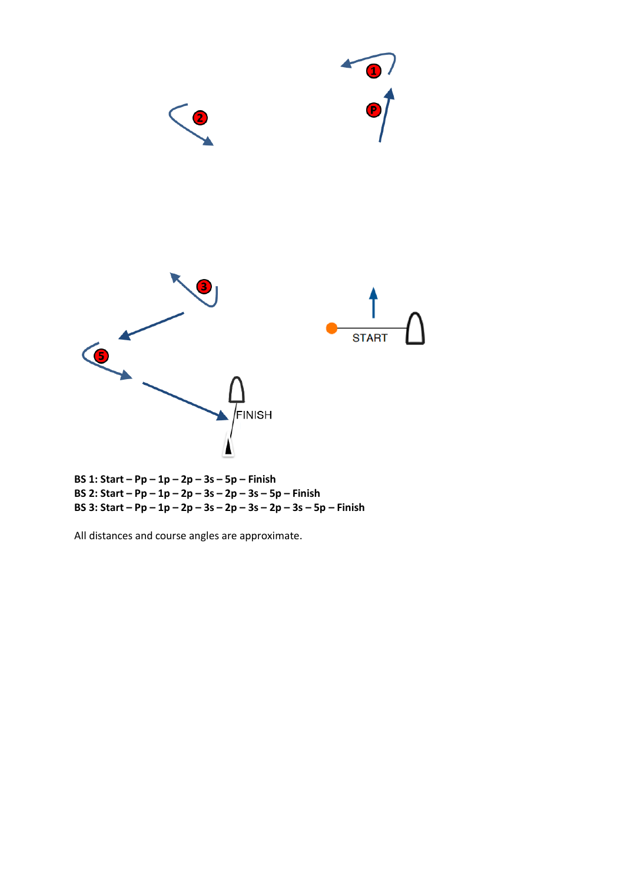START

FINISH

**BS 1: Start – Pp – 1p – 2p – 3s – 5p – Finish**
**BS 2: Start – Pp – 1p – 2p – 3s – 2p – 3s – 5p – Finish**
**BS 3: Start – Pp – 1p – 2p – 3s – 2p – 3s – 2p – 3s – 5p – Finish**

All distances and course angles are approximate.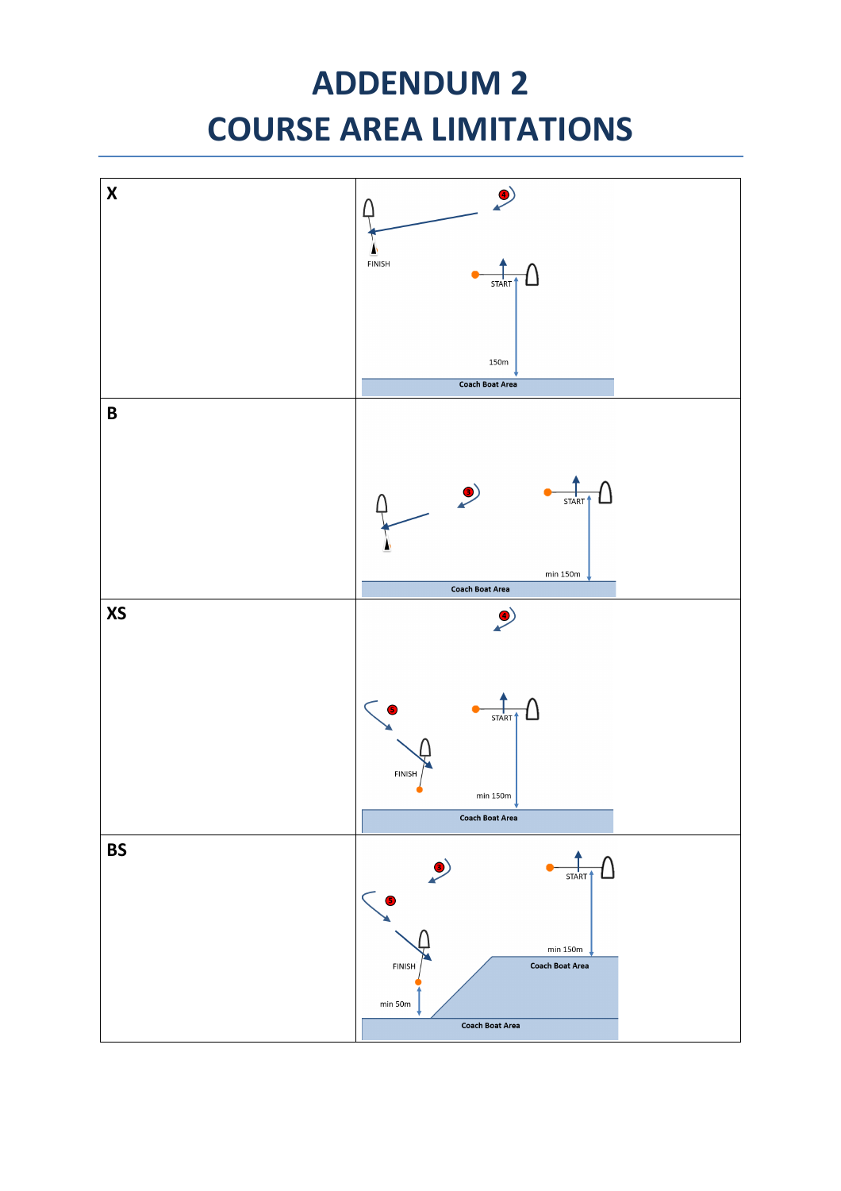# ADDENDUM 2
# COURSE AREA LIMITATIONS

| | |
|---|---|
| **X** | FINISH<br>START<br>150m<br>Coach Boat Area |
| **B** | START<br>min 150m<br>Coach Boat Area |
| **XS** | START<br>FINISH<br>min 150m<br>Coach Boat Area |
| **BS** | START<br>min 150m<br>Coach Boat Area<br>FINISH<br>min 50m<br>Coach Boat Area |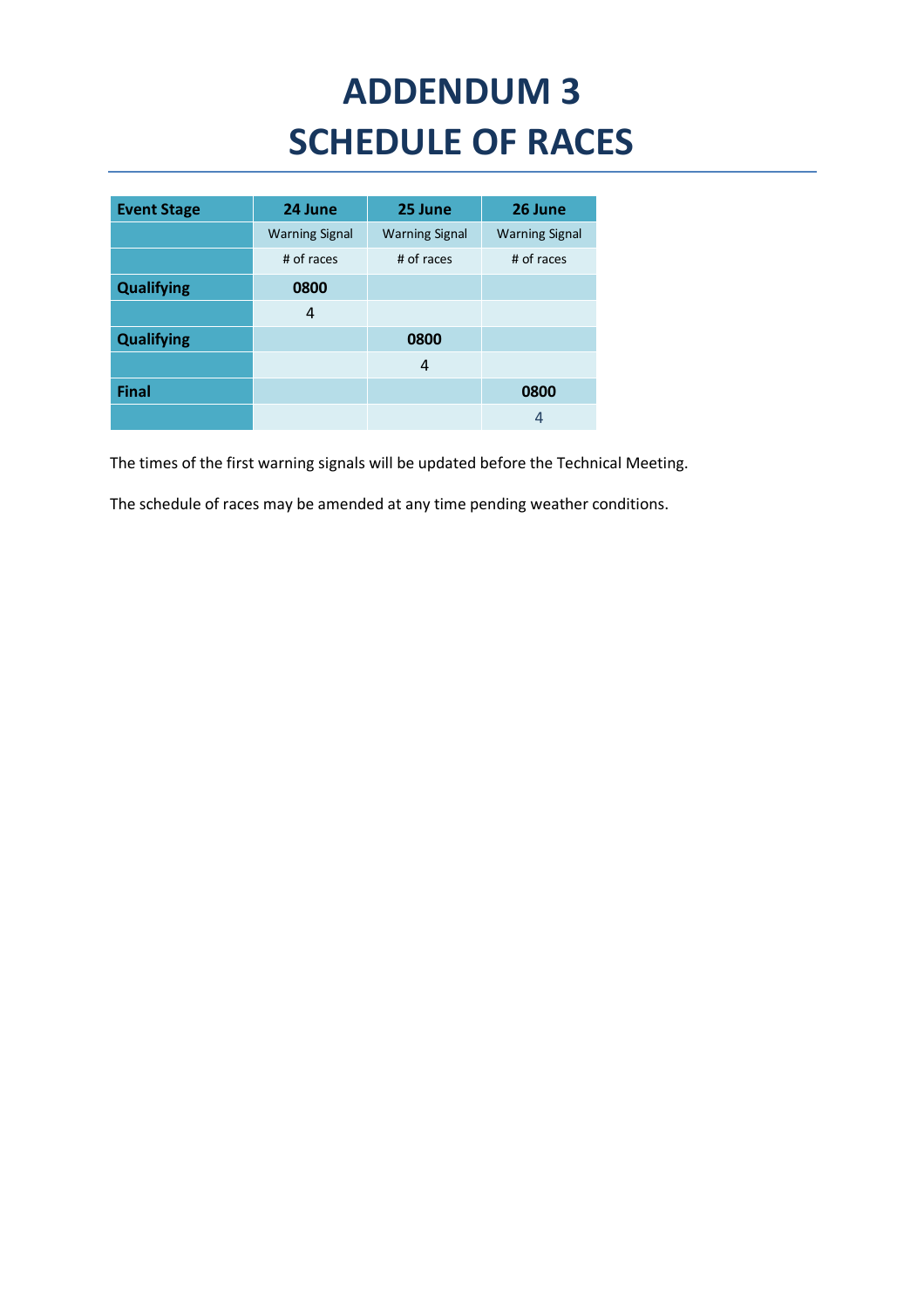# ADDENDUM 3
# SCHEDULE OF RACES

| Event Stage | 24 June | 25 June | 26 June |
|---|---|---|---|
| | Warning Signal | Warning Signal | Warning Signal |
| | # of races | # of races | # of races |
| **Qualifying** | **0800** | | |
| | 4 | | |
| **Qualifying** | | **0800** | |
| | | 4 | |
| **Final** | | | **0800** |
| | | | 4 |

The times of the first warning signals will be updated before the Technical Meeting.

The schedule of races may be amended at any time pending weather conditions.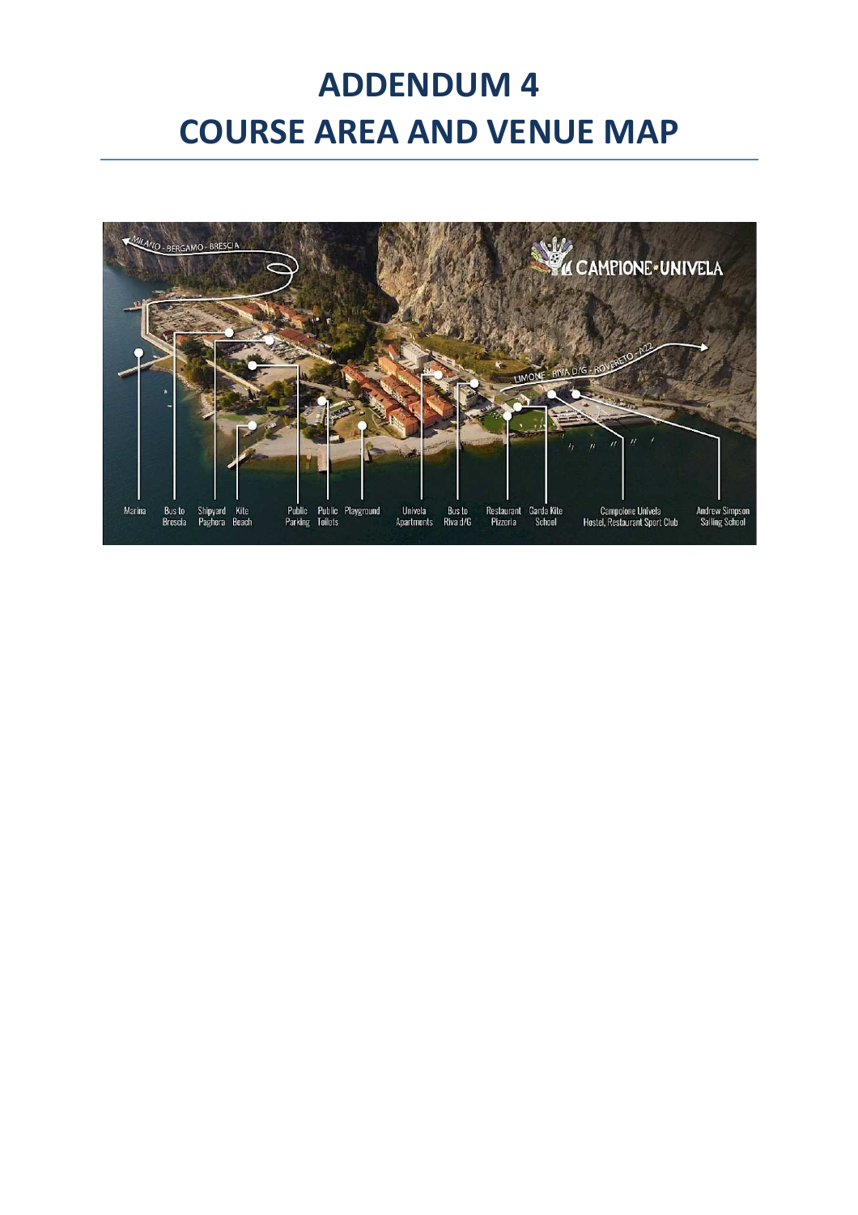# ADDENDUM 4
# COURSE AREA AND VENUE MAP

MILANO - BERGAMO - BRESCIA

CAMPIONE-UNIVELA

LIMONE - RIVA D/G - ROVERETO - A22

Marina

Bus to Brescia

Shipyard Paghera

Kite Beach

Public Parking

Public Toilets

Playground

Univela Apartments

Bus to Riva d/G

Restaurant Pizzeria

Garda Kite School

Campione Univela Hostel, Restaurant Sport Club

Andrew Simpson Sailing School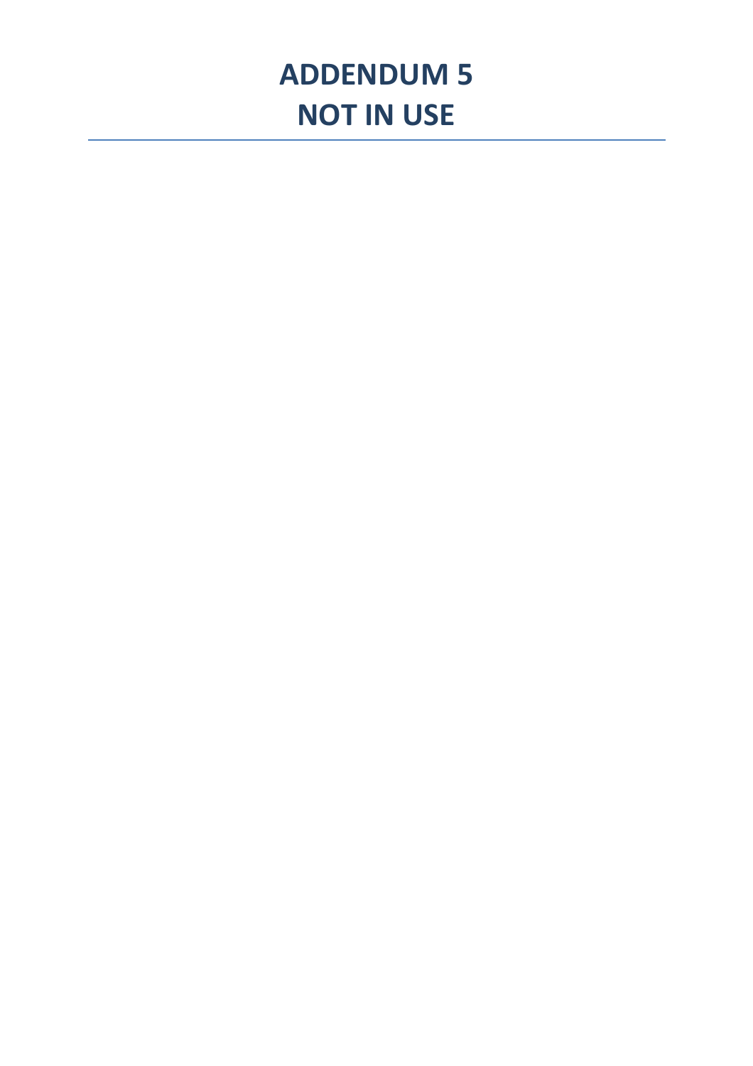# ADDENDUM 5
# NOT IN USE

---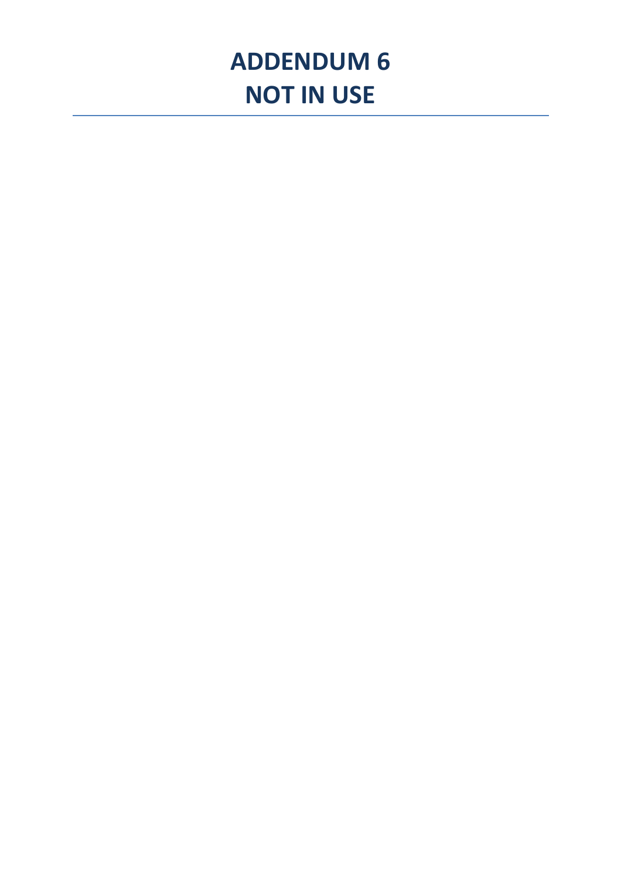# ADDENDUM 6
# NOT IN USE

---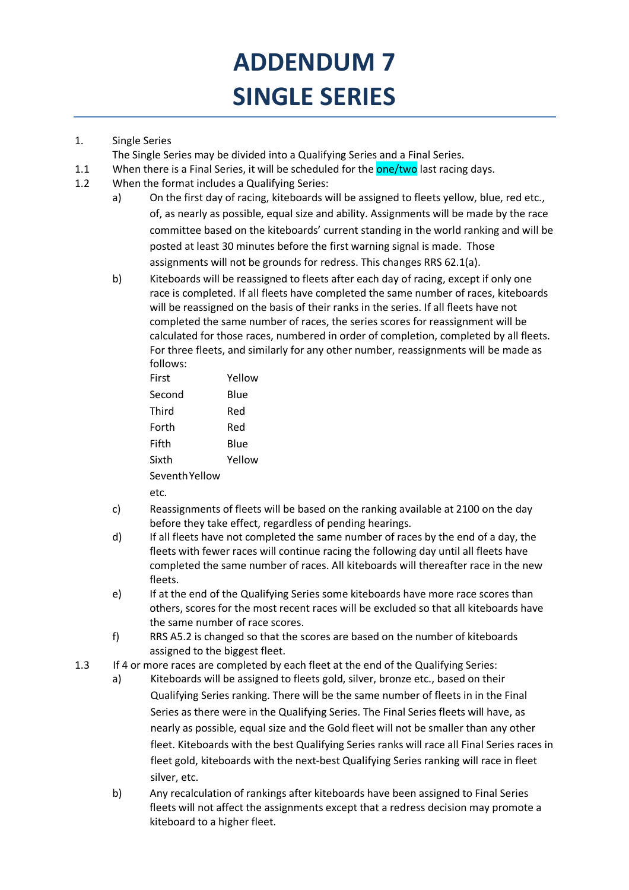# ADDENDUM 7
# SINGLE SERIES

1. Single Series

   The Single Series may be divided into a Qualifying Series and a Final Series.

1.1 When there is a Final Series, it will be scheduled for the one/two last racing days.

1.2 When the format includes a Qualifying Series:

   a) On the first day of racing, kiteboards will be assigned to fleets yellow, blue, red etc., of, as nearly as possible, equal size and ability. Assignments will be made by the race committee based on the kiteboards' current standing in the world ranking and will be posted at least 30 minutes before the first warning signal is made. Those assignments will not be grounds for redress. This changes RRS 62.1(a).

   b) Kiteboards will be reassigned to fleets after each day of racing, except if only one race is completed. If all fleets have completed the same number of races, kiteboards will be reassigned on the basis of their ranks in the series. If all fleets have not completed the same number of races, the series scores for reassignment will be calculated for those races, numbered in order of completion, completed by all fleets. For three fleets, and similarly for any other number, reassignments will be made as follows:

   | | |
   |---|---|
   | First | Yellow |
   | Second | Blue |
   | Third | Red |
   | Forth | Red |
   | Fifth | Blue |
   | Sixth | Yellow |
   | Seventh | Yellow |
   | etc. | |

   c) Reassignments of fleets will be based on the ranking available at 2100 on the day before they take effect, regardless of pending hearings.

   d) If all fleets have not completed the same number of races by the end of a day, the fleets with fewer races will continue racing the following day until all fleets have completed the same number of races. All kiteboards will thereafter race in the new fleets.

   e) If at the end of the Qualifying Series some kiteboards have more race scores than others, scores for the most recent races will be excluded so that all kiteboards have the same number of race scores.

   f) RRS A5.2 is changed so that the scores are based on the number of kiteboards assigned to the biggest fleet.

1.3 If 4 or more races are completed by each fleet at the end of the Qualifying Series:

   a) Kiteboards will be assigned to fleets gold, silver, bronze etc., based on their Qualifying Series ranking. There will be the same number of fleets in in the Final Series as there were in the Qualifying Series. The Final Series fleets will have, as nearly as possible, equal size and the Gold fleet will not be smaller than any other fleet. Kiteboards with the best Qualifying Series ranks will race all Final Series races in fleet gold, kiteboards with the next-best Qualifying Series ranking will race in fleet silver, etc.

   b) Any recalculation of rankings after kiteboards have been assigned to Final Series fleets will not affect the assignments except that a redress decision may promote a kiteboard to a higher fleet.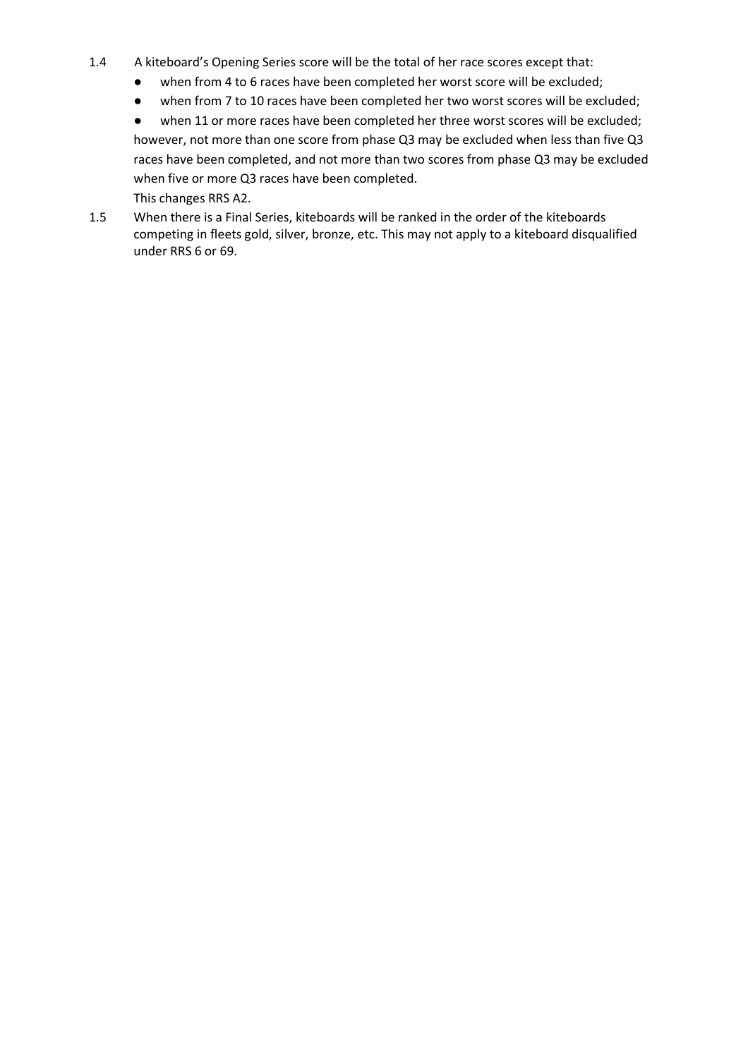1.4 A kiteboard's Opening Series score will be the total of her race scores except that:

- when from 4 to 6 races have been completed her worst score will be excluded;
- when from 7 to 10 races have been completed her two worst scores will be excluded;
- when 11 or more races have been completed her three worst scores will be excluded;

however, not more than one score from phase Q3 may be excluded when less than five Q3 races have been completed, and not more than two scores from phase Q3 may be excluded when five or more Q3 races have been completed.

This changes RRS A2.

1.5 When there is a Final Series, kiteboards will be ranked in the order of the kiteboards competing in fleets gold, silver, bronze, etc. This may not apply to a kiteboard disqualified under RRS 6 or 69.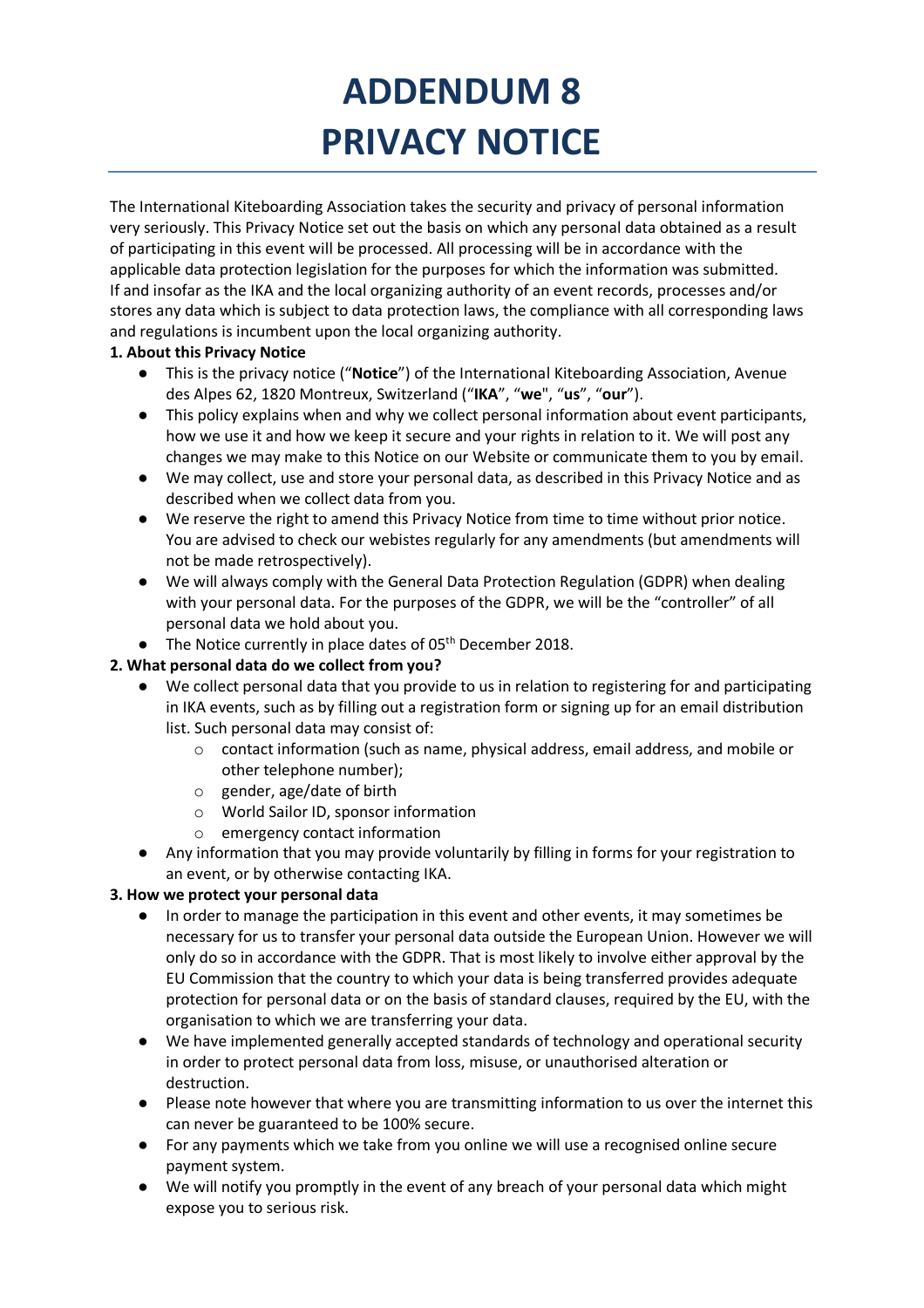# ADDENDUM 8
# PRIVACY NOTICE

The International Kiteboarding Association takes the security and privacy of personal information very seriously. This Privacy Notice set out the basis on which any personal data obtained as a result of participating in this event will be processed. All processing will be in accordance with the applicable data protection legislation for the purposes for which the information was submitted. If and insofar as the IKA and the local organizing authority of an event records, processes and/or stores any data which is subject to data protection laws, the compliance with all corresponding laws and regulations is incumbent upon the local organizing authority.

**1. About this Privacy Notice**

- This is the privacy notice ("**Notice**") of the International Kiteboarding Association, Avenue des Alpes 62, 1820 Montreux, Switzerland ("**IKA**", "**we**", "**us**", "**our**").
- This policy explains when and why we collect personal information about event participants, how we use it and how we keep it secure and your rights in relation to it. We will post any changes we may make to this Notice on our Website or communicate them to you by email.
- We may collect, use and store your personal data, as described in this Privacy Notice and as described when we collect data from you.
- We reserve the right to amend this Privacy Notice from time to time without prior notice. You are advised to check our webistes regularly for any amendments (but amendments will not be made retrospectively).
- We will always comply with the General Data Protection Regulation (GDPR) when dealing with your personal data. For the purposes of the GDPR, we will be the "controller" of all personal data we hold about you.
- The Notice currently in place dates of 05th December 2018.

**2. What personal data do we collect from you?**

- We collect personal data that you provide to us in relation to registering for and participating in IKA events, such as by filling out a registration form or signing up for an email distribution list. Such personal data may consist of:
  - contact information (such as name, physical address, email address, and mobile or other telephone number);
  - gender, age/date of birth
  - World Sailor ID, sponsor information
  - emergency contact information
- Any information that you may provide voluntarily by filling in forms for your registration to an event, or by otherwise contacting IKA.

**3. How we protect your personal data**

- In order to manage the participation in this event and other events, it may sometimes be necessary for us to transfer your personal data outside the European Union. However we will only do so in accordance with the GDPR. That is most likely to involve either approval by the EU Commission that the country to which your data is being transferred provides adequate protection for personal data or on the basis of standard clauses, required by the EU, with the organisation to which we are transferring your data.
- We have implemented generally accepted standards of technology and operational security in order to protect personal data from loss, misuse, or unauthorised alteration or destruction.
- Please note however that where you are transmitting information to us over the internet this can never be guaranteed to be 100% secure.
- For any payments which we take from you online we will use a recognised online secure payment system.
- We will notify you promptly in the event of any breach of your personal data which might expose you to serious risk.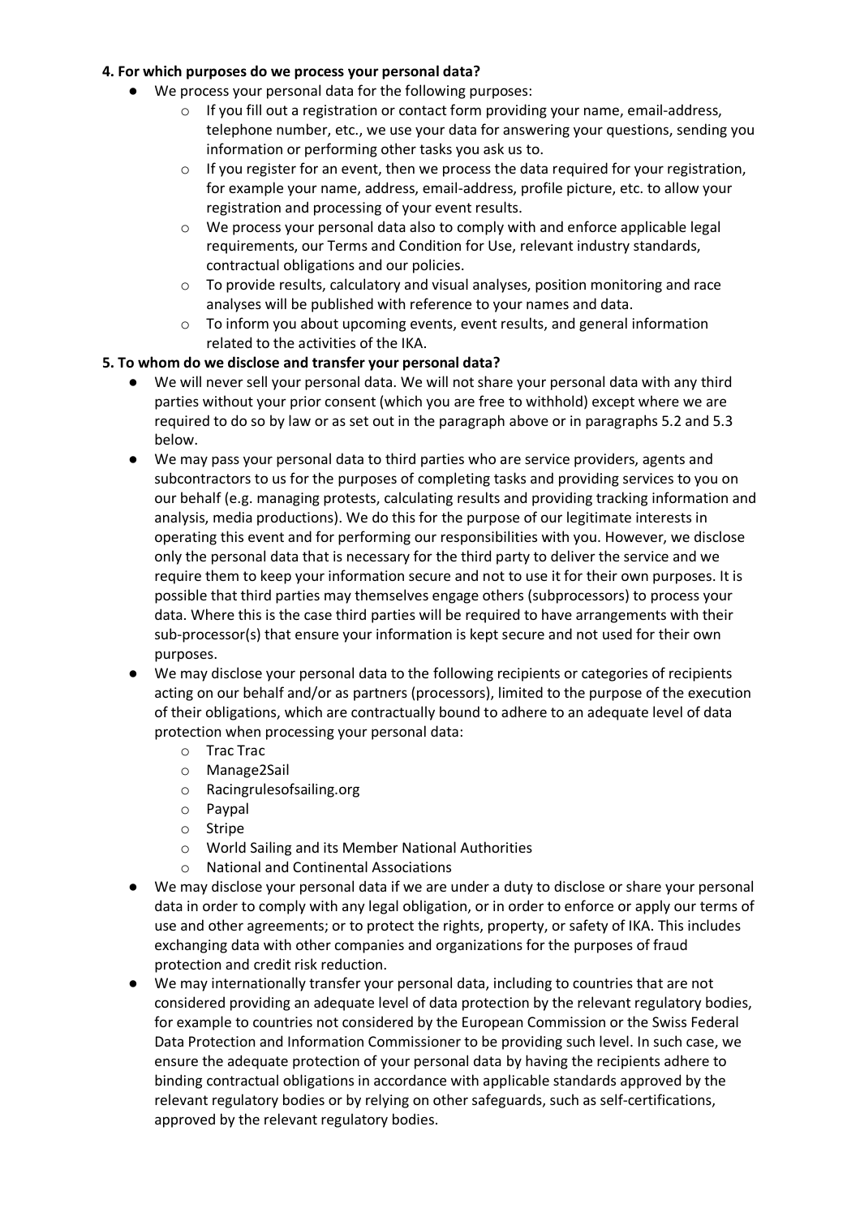**4. For which purposes do we process your personal data?**

- We process your personal data for the following purposes:
  - If you fill out a registration or contact form providing your name, email-address, telephone number, etc., we use your data for answering your questions, sending you information or performing other tasks you ask us to.
  - If you register for an event, then we process the data required for your registration, for example your name, address, email-address, profile picture, etc. to allow your registration and processing of your event results.
  - We process your personal data also to comply with and enforce applicable legal requirements, our Terms and Condition for Use, relevant industry standards, contractual obligations and our policies.
  - To provide results, calculatory and visual analyses, position monitoring and race analyses will be published with reference to your names and data.
  - To inform you about upcoming events, event results, and general information related to the activities of the IKA.

**5. To whom do we disclose and transfer your personal data?**

- We will never sell your personal data. We will not share your personal data with any third parties without your prior consent (which you are free to withhold) except where we are required to do so by law or as set out in the paragraph above or in paragraphs 5.2 and 5.3 below.
- We may pass your personal data to third parties who are service providers, agents and subcontractors to us for the purposes of completing tasks and providing services to you on our behalf (e.g. managing protests, calculating results and providing tracking information and analysis, media productions). We do this for the purpose of our legitimate interests in operating this event and for performing our responsibilities with you. However, we disclose only the personal data that is necessary for the third party to deliver the service and we require them to keep your information secure and not to use it for their own purposes. It is possible that third parties may themselves engage others (subprocessors) to process your data. Where this is the case third parties will be required to have arrangements with their sub-processor(s) that ensure your information is kept secure and not used for their own purposes.
- We may disclose your personal data to the following recipients or categories of recipients acting on our behalf and/or as partners (processors), limited to the purpose of the execution of their obligations, which are contractually bound to adhere to an adequate level of data protection when processing your personal data:
  - Trac Trac
  - Manage2Sail
  - Racingrulesofsailing.org
  - Paypal
  - Stripe
  - World Sailing and its Member National Authorities
  - National and Continental Associations
- We may disclose your personal data if we are under a duty to disclose or share your personal data in order to comply with any legal obligation, or in order to enforce or apply our terms of use and other agreements; or to protect the rights, property, or safety of IKA. This includes exchanging data with other companies and organizations for the purposes of fraud protection and credit risk reduction.
- We may internationally transfer your personal data, including to countries that are not considered providing an adequate level of data protection by the relevant regulatory bodies, for example to countries not considered by the European Commission or the Swiss Federal Data Protection and Information Commissioner to be providing such level. In such case, we ensure the adequate protection of your personal data by having the recipients adhere to binding contractual obligations in accordance with applicable standards approved by the relevant regulatory bodies or by relying on other safeguards, such as self-certifications, approved by the relevant regulatory bodies.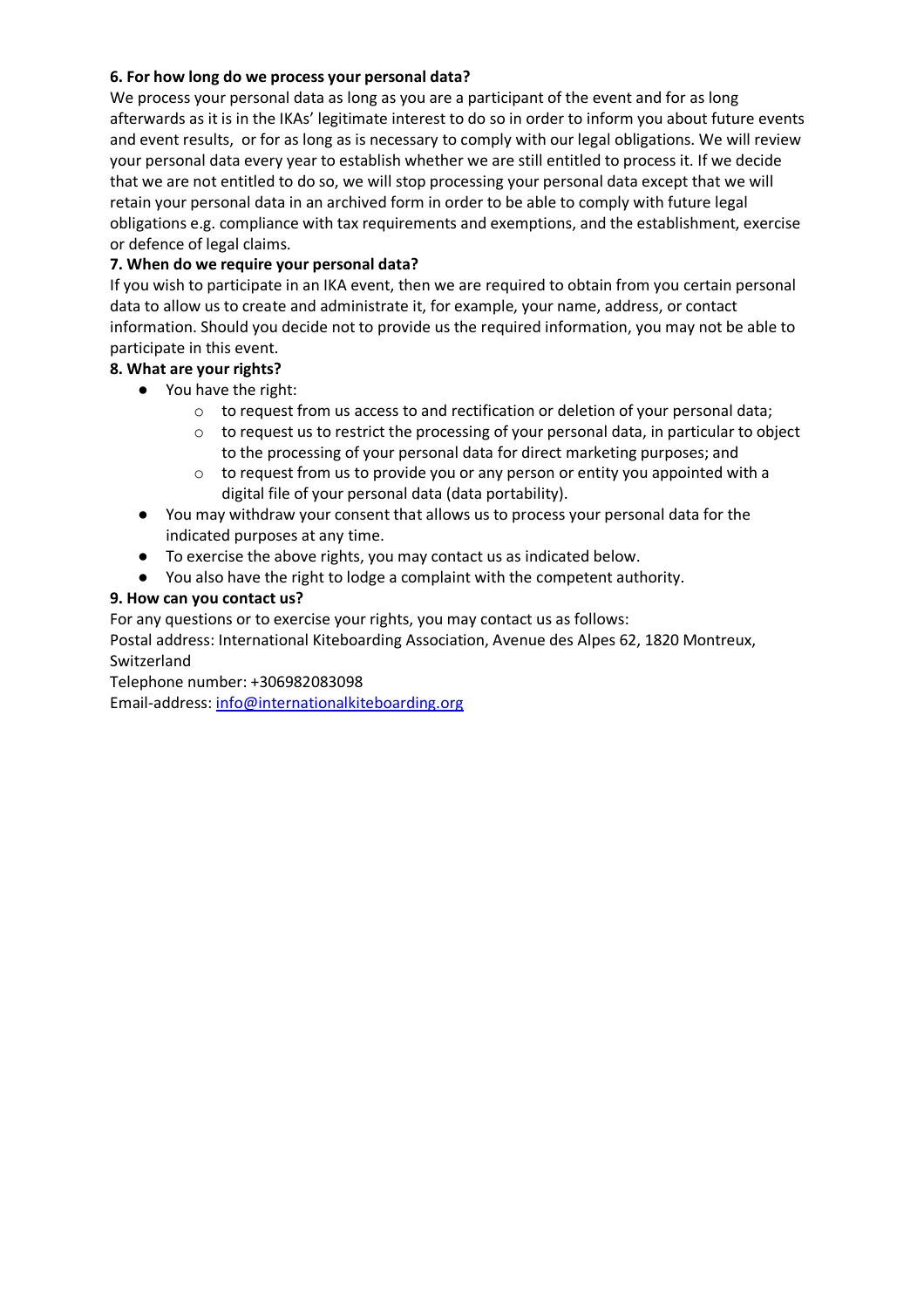**6. For how long do we process your personal data?**

We process your personal data as long as you are a participant of the event and for as long afterwards as it is in the IKAs' legitimate interest to do so in order to inform you about future events and event results, or for as long as is necessary to comply with our legal obligations. We will review your personal data every year to establish whether we are still entitled to process it. If we decide that we are not entitled to do so, we will stop processing your personal data except that we will retain your personal data in an archived form in order to be able to comply with future legal obligations e.g. compliance with tax requirements and exemptions, and the establishment, exercise or defence of legal claims.

**7. When do we require your personal data?**

If you wish to participate in an IKA event, then we are required to obtain from you certain personal data to allow us to create and administrate it, for example, your name, address, or contact information. Should you decide not to provide us the required information, you may not be able to participate in this event.

**8. What are your rights?**

- You have the right:
  - to request from us access to and rectification or deletion of your personal data;
  - to request us to restrict the processing of your personal data, in particular to object to the processing of your personal data for direct marketing purposes; and
  - to request from us to provide you or any person or entity you appointed with a digital file of your personal data (data portability).
- You may withdraw your consent that allows us to process your personal data for the indicated purposes at any time.
- To exercise the above rights, you may contact us as indicated below.
- You also have the right to lodge a complaint with the competent authority.

**9. How can you contact us?**

For any questions or to exercise your rights, you may contact us as follows:
Postal address: International Kiteboarding Association, Avenue des Alpes 62, 1820 Montreux, Switzerland
Telephone number: +306982083098
Email-address: info@internationalkiteboarding.org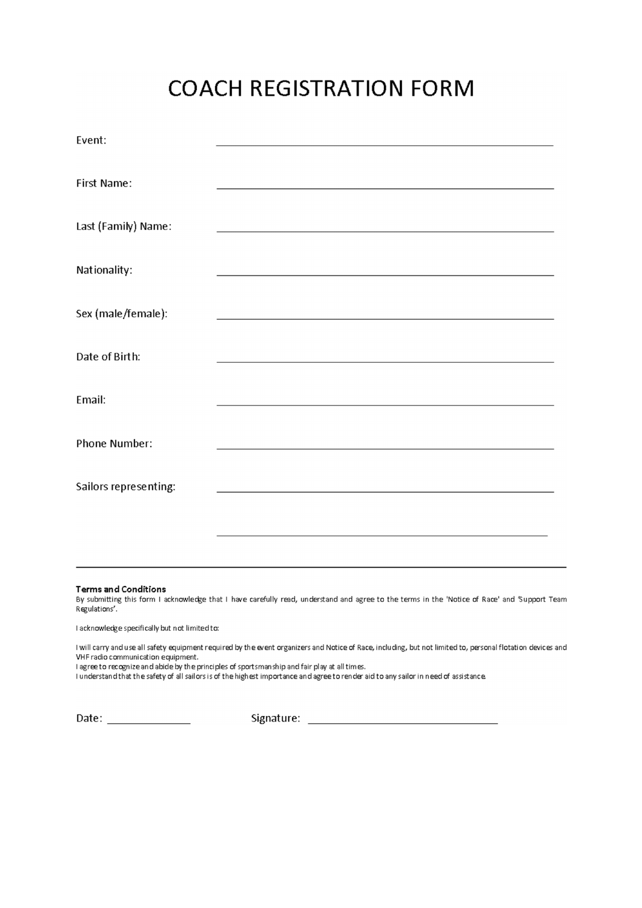# COACH REGISTRATION FORM

Event: ______________________________________________

First Name: ______________________________________________

Last (Family) Name: ______________________________________________

Nationality: ______________________________________________

Sex (male/female): ______________________________________________

Date of Birth: ______________________________________________

Email: ______________________________________________

Phone Number: ______________________________________________

Sailors representing: ______________________________________________

______________________________________________

---

**Terms and Conditions**

By submitting this form I acknowledge that I have carefully read, understand and agree to the terms in the 'Notice of Race' and 'Support Team Regulations'.

I acknowledge specifically but not limited to:

I will carry and use all safety equipment required by the event organizers and Notice of Race, including, but not limited to, personal flotation devices and VHF radio communication equipment.
I agree to recognize and abide by the principles of sportsmanship and fair play at all times.
I understand that the safety of all sailors is of the highest importance and agree to render aid to any sailor in need of assistance.

Date: _______________ Signature: ___________________________________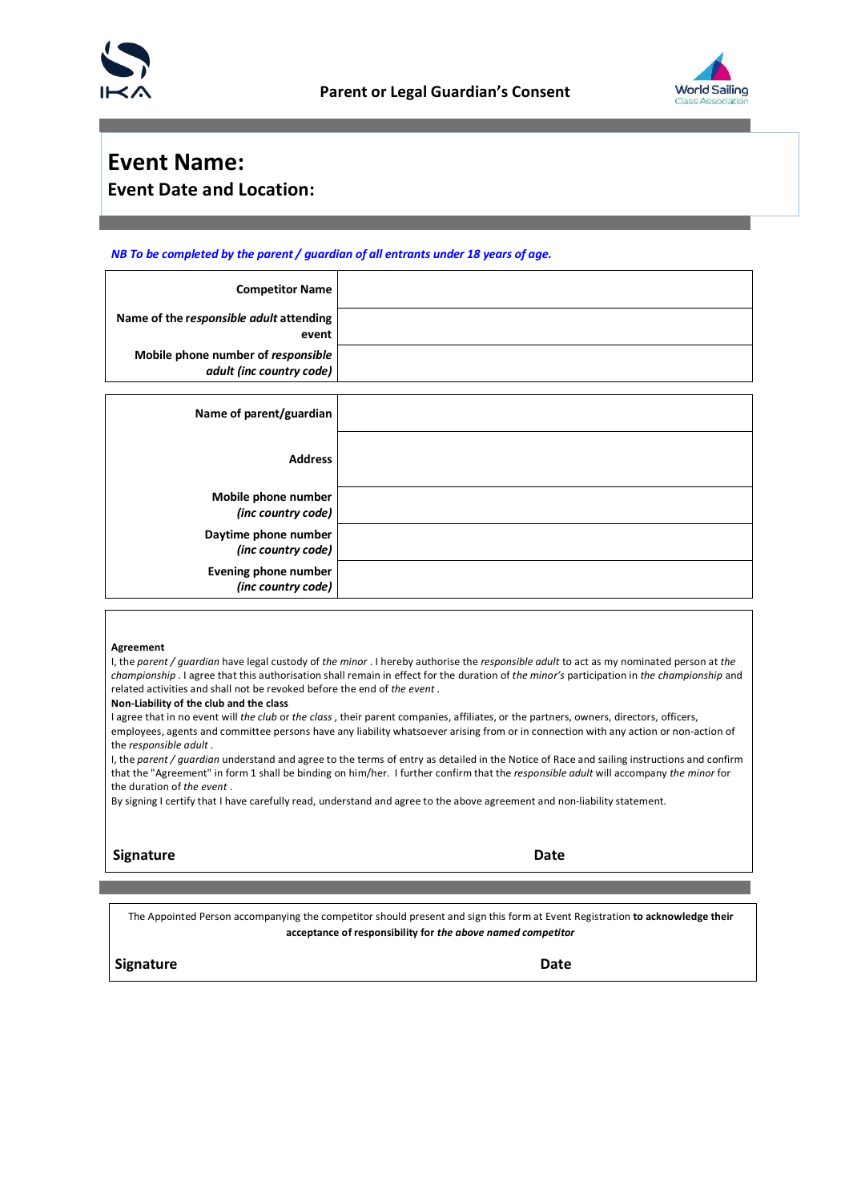# Parent or Legal Guardian's Consent

## Event Name:

### Event Date and Location:

*NB To be completed by the parent / guardian of all entrants under 18 years of age.*

| | |
|---|---|
| **Competitor Name** | |
| **Name of the *responsible adult* attending event** | |
| **Mobile phone number of *responsible adult (inc country code)*** | |

| | |
|---|---|
| **Name of parent/guardian** | |
| **Address** | |
| **Mobile phone number *(inc country code)*** | |
| **Daytime phone number *(inc country code)*** | |
| **Evening phone number *(inc country code)*** | |

**Agreement**

I, the *parent / guardian* have legal custody of *the minor* . I hereby authorise the *responsible adult* to act as my nominated person at *the championship* . I agree that this authorisation shall remain in effect for the duration of *the minor's* participation in *the championship* and related activities and shall not be revoked before the end of *the event* .

**Non-Liability of the club and the class**

I agree that in no event will *the club* or *the class* , their parent companies, affiliates, or the partners, owners, directors, officers, employees, agents and committee persons have any liability whatsoever arising from or in connection with any action or non-action of the *responsible adult* .

I, the *parent / guardian* understand and agree to the terms of entry as detailed in the Notice of Race and sailing instructions and confirm that the "Agreement" in form 1 shall be binding on him/her. I further confirm that the *responsible adult* will accompany *the minor* for the duration of *the event* .

By signing I certify that I have carefully read, understand and agree to the above agreement and non-liability statement.

**Signature** **Date**

The Appointed Person accompanying the competitor should present and sign this form at Event Registration **to acknowledge their acceptance of responsibility for *the above named competitor***

**Signature** **Date**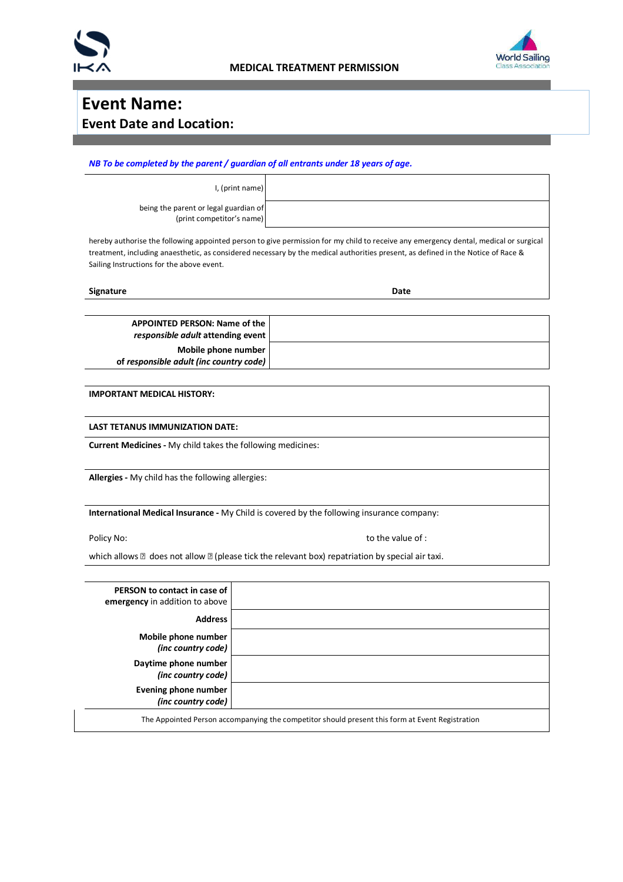MEDICAL TREATMENT PERMISSION

# Event Name:

## Event Date and Location:

***NB To be completed by the parent / guardian of all entrants under 18 years of age.***

| | |
|---|---|
| I, (print name) | |
| being the parent or legal guardian of (print competitor's name) | |

hereby authorise the following appointed person to give permission for my child to receive any emergency dental, medical or surgical treatment, including anaesthetic, as considered necessary by the medical authorities present, as defined in the Notice of Race & Sailing Instructions for the above event.

**Signature** **Date**

| | |
|---|---|
| **APPOINTED PERSON: Name of the *responsible adult* attending event** | |
| **Mobile phone number of *responsible adult (inc country code)*** | |

**IMPORTANT MEDICAL HISTORY:**

**LAST TETANUS IMMUNIZATION DATE:**

**Current Medicines -** My child takes the following medicines:

**Allergies -** My child has the following allergies:

**International Medical Insurance -** My Child is covered by the following insurance company:

Policy No: to the value of :

which allows ☐ does not allow ☐ (please tick the relevant box) repatriation by special air taxi.

| | |
|---|---|
| **PERSON to contact in case of emergency** in addition to above | |
| **Address** | |
| **Mobile phone number** *(inc country code)* | |
| **Daytime phone number** *(inc country code)* | |
| **Evening phone number** *(inc country code)* | |

The Appointed Person accompanying the competitor should present this form at Event Registration